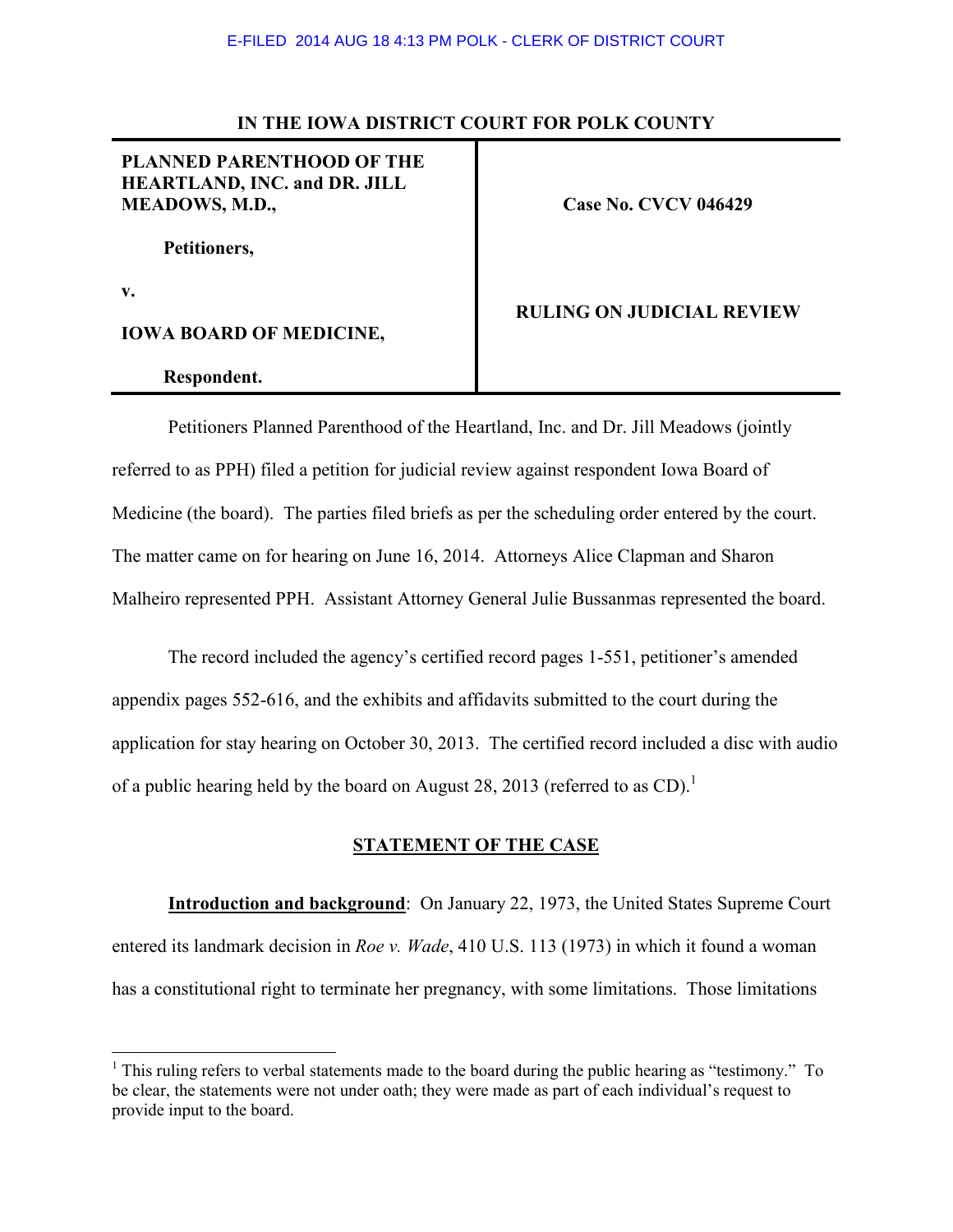E-FILED 2014 AUG 18 4:13 PM POLK - CLERK OF DISTRICT COURT

**IN THE IOWA DISTRICT COURT FOR POLK COUNTY**

| | |
|---|---|
| **PLANNED PARENTHOOD OF THE HEARTLAND, INC. and DR. JILL MEADOWS, M.D.,** <br><br> **Petitioners,** <br><br> **v.** <br><br> **IOWA BOARD OF MEDICINE,** <br><br> **Respondent.** | **Case No. CVCV 046429** <br><br><br> **RULING ON JUDICIAL REVIEW** |

Petitioners Planned Parenthood of the Heartland, Inc. and Dr. Jill Meadows (jointly referred to as PPH) filed a petition for judicial review against respondent Iowa Board of Medicine (the board). The parties filed briefs as per the scheduling order entered by the court. The matter came on for hearing on June 16, 2014. Attorneys Alice Clapman and Sharon Malheiro represented PPH. Assistant Attorney General Julie Bussanmas represented the board.

The record included the agency's certified record pages 1-551, petitioner's amended appendix pages 552-616, and the exhibits and affidavits submitted to the court during the application for stay hearing on October 30, 2013. The certified record included a disc with audio of a public hearing held by the board on August 28, 2013 (referred to as CD).[1]

## STATEMENT OF THE CASE

**Introduction and background**: On January 22, 1973, the United States Supreme Court entered its landmark decision in *Roe v. Wade*, 410 U.S. 113 (1973) in which it found a woman has a constitutional right to terminate her pregnancy, with some limitations. Those limitations

---

[1] This ruling refers to verbal statements made to the board during the public hearing as "testimony." To be clear, the statements were not under oath; they were made as part of each individual's request to provide input to the board.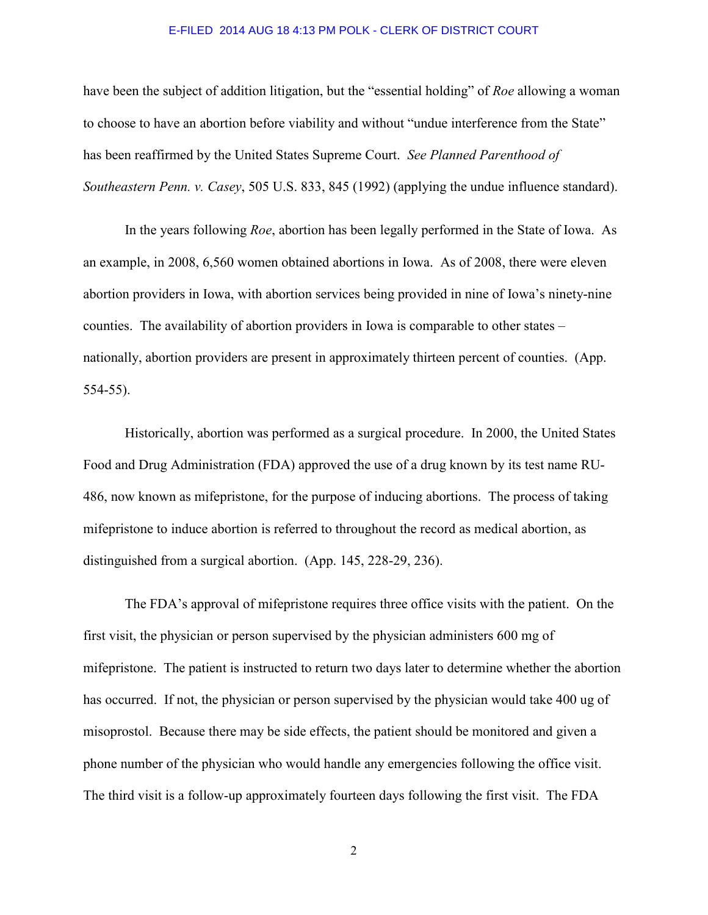have been the subject of addition litigation, but the "essential holding" of *Roe* allowing a woman to choose to have an abortion before viability and without "undue interference from the State" has been reaffirmed by the United States Supreme Court. *See Planned Parenthood of Southeastern Penn. v. Casey*, 505 U.S. 833, 845 (1992) (applying the undue influence standard).

In the years following *Roe*, abortion has been legally performed in the State of Iowa. As an example, in 2008, 6,560 women obtained abortions in Iowa. As of 2008, there were eleven abortion providers in Iowa, with abortion services being provided in nine of Iowa's ninety-nine counties. The availability of abortion providers in Iowa is comparable to other states – nationally, abortion providers are present in approximately thirteen percent of counties. (App. 554-55).

Historically, abortion was performed as a surgical procedure. In 2000, the United States Food and Drug Administration (FDA) approved the use of a drug known by its test name RU-486, now known as mifepristone, for the purpose of inducing abortions. The process of taking mifepristone to induce abortion is referred to throughout the record as medical abortion, as distinguished from a surgical abortion. (App. 145, 228-29, 236).

The FDA's approval of mifepristone requires three office visits with the patient. On the first visit, the physician or person supervised by the physician administers 600 mg of mifepristone. The patient is instructed to return two days later to determine whether the abortion has occurred. If not, the physician or person supervised by the physician would take 400 ug of misoprostol. Because there may be side effects, the patient should be monitored and given a phone number of the physician who would handle any emergencies following the office visit. The third visit is a follow-up approximately fourteen days following the first visit. The FDA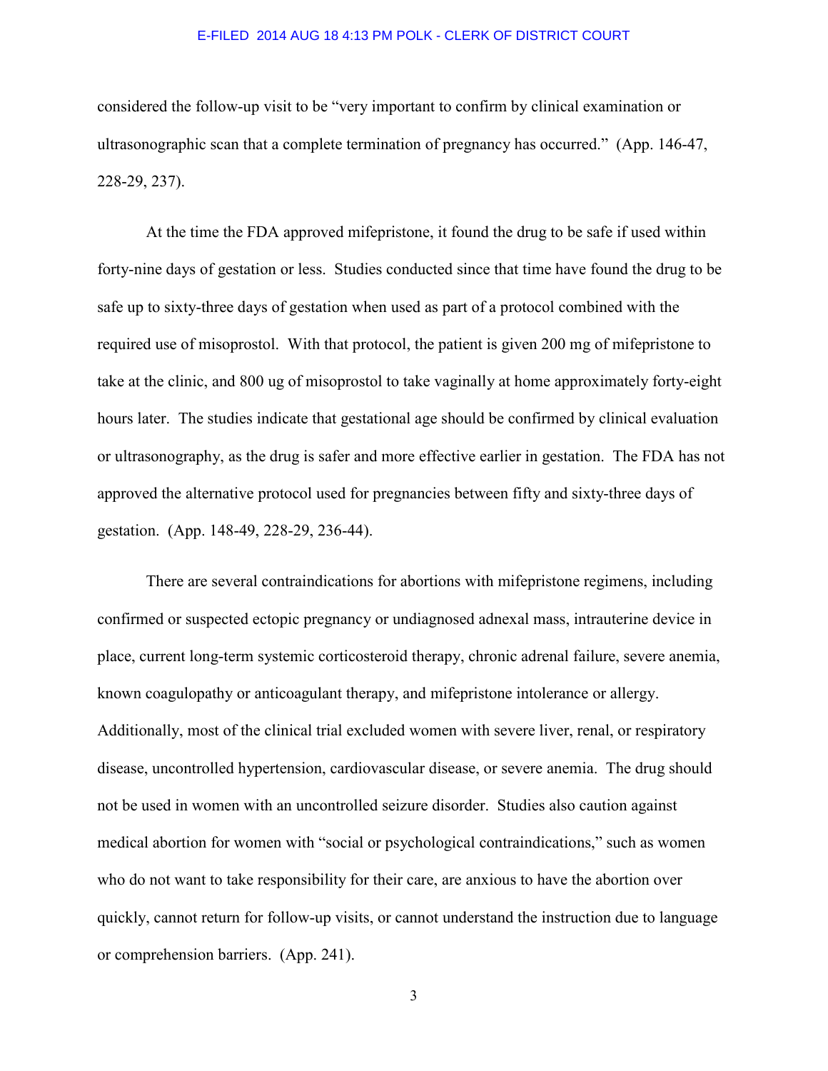considered the follow-up visit to be "very important to confirm by clinical examination or ultrasonographic scan that a complete termination of pregnancy has occurred." (App. 146-47, 228-29, 237).

At the time the FDA approved mifepristone, it found the drug to be safe if used within forty-nine days of gestation or less. Studies conducted since that time have found the drug to be safe up to sixty-three days of gestation when used as part of a protocol combined with the required use of misoprostol. With that protocol, the patient is given 200 mg of mifepristone to take at the clinic, and 800 ug of misoprostol to take vaginally at home approximately forty-eight hours later. The studies indicate that gestational age should be confirmed by clinical evaluation or ultrasonography, as the drug is safer and more effective earlier in gestation. The FDA has not approved the alternative protocol used for pregnancies between fifty and sixty-three days of gestation. (App. 148-49, 228-29, 236-44).

There are several contraindications for abortions with mifepristone regimens, including confirmed or suspected ectopic pregnancy or undiagnosed adnexal mass, intrauterine device in place, current long-term systemic corticosteroid therapy, chronic adrenal failure, severe anemia, known coagulopathy or anticoagulant therapy, and mifepristone intolerance or allergy. Additionally, most of the clinical trial excluded women with severe liver, renal, or respiratory disease, uncontrolled hypertension, cardiovascular disease, or severe anemia. The drug should not be used in women with an uncontrolled seizure disorder. Studies also caution against medical abortion for women with "social or psychological contraindications," such as women who do not want to take responsibility for their care, are anxious to have the abortion over quickly, cannot return for follow-up visits, or cannot understand the instruction due to language or comprehension barriers. (App. 241).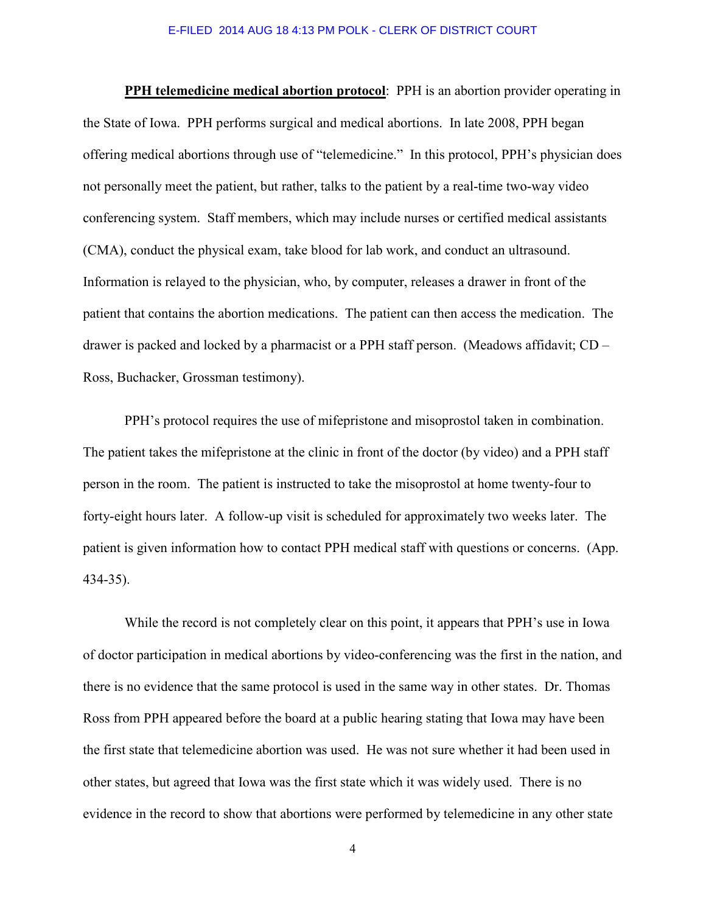**<u>PPH telemedicine medical abortion protocol</u>**: PPH is an abortion provider operating in the State of Iowa. PPH performs surgical and medical abortions. In late 2008, PPH began offering medical abortions through use of "telemedicine." In this protocol, PPH's physician does not personally meet the patient, but rather, talks to the patient by a real-time two-way video conferencing system. Staff members, which may include nurses or certified medical assistants (CMA), conduct the physical exam, take blood for lab work, and conduct an ultrasound. Information is relayed to the physician, who, by computer, releases a drawer in front of the patient that contains the abortion medications. The patient can then access the medication. The drawer is packed and locked by a pharmacist or a PPH staff person. (Meadows affidavit; CD – Ross, Buchacker, Grossman testimony).

PPH's protocol requires the use of mifepristone and misoprostol taken in combination. The patient takes the mifepristone at the clinic in front of the doctor (by video) and a PPH staff person in the room. The patient is instructed to take the misoprostol at home twenty-four to forty-eight hours later. A follow-up visit is scheduled for approximately two weeks later. The patient is given information how to contact PPH medical staff with questions or concerns. (App. 434-35).

While the record is not completely clear on this point, it appears that PPH's use in Iowa of doctor participation in medical abortions by video-conferencing was the first in the nation, and there is no evidence that the same protocol is used in the same way in other states. Dr. Thomas Ross from PPH appeared before the board at a public hearing stating that Iowa may have been the first state that telemedicine abortion was used. He was not sure whether it had been used in other states, but agreed that Iowa was the first state which it was widely used. There is no evidence in the record to show that abortions were performed by telemedicine in any other state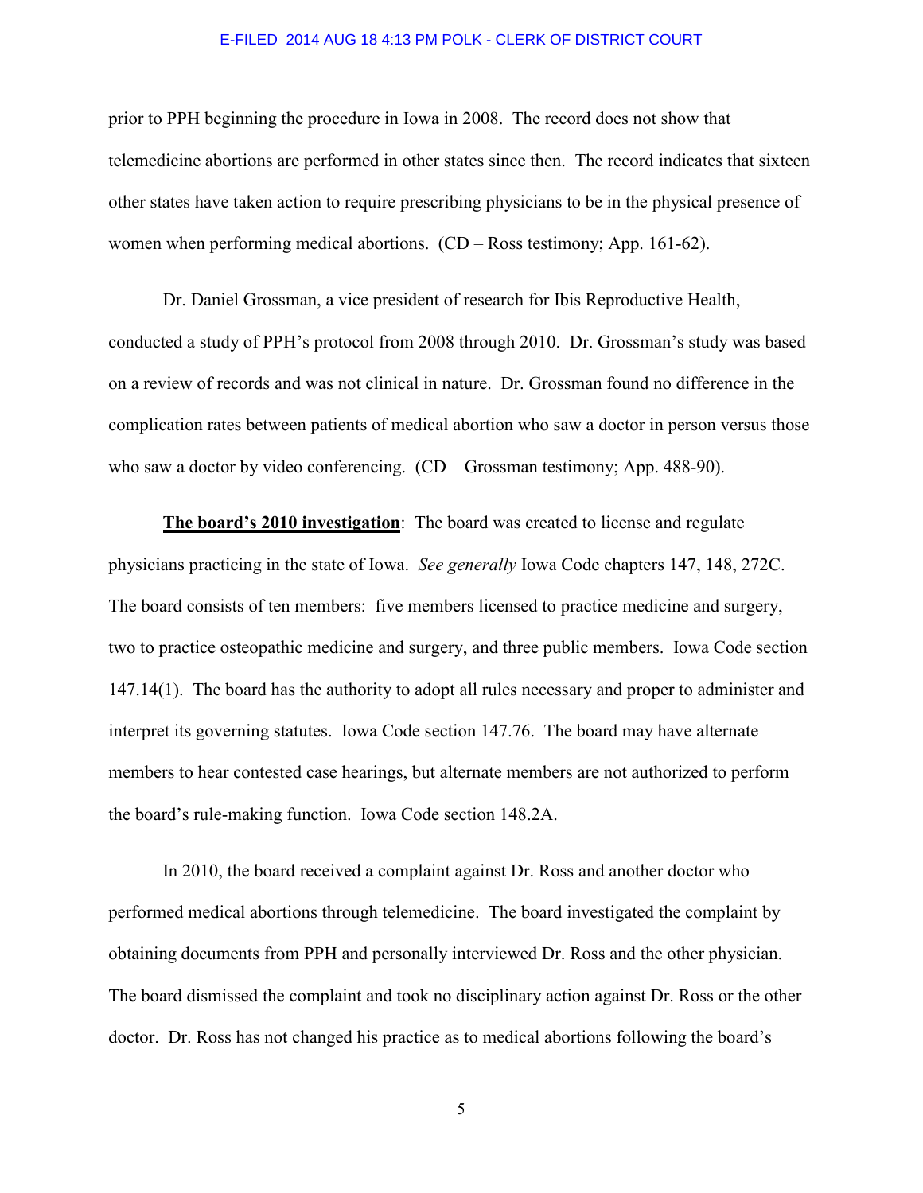prior to PPH beginning the procedure in Iowa in 2008. The record does not show that telemedicine abortions are performed in other states since then. The record indicates that sixteen other states have taken action to require prescribing physicians to be in the physical presence of women when performing medical abortions. (CD – Ross testimony; App. 161-62).

Dr. Daniel Grossman, a vice president of research for Ibis Reproductive Health, conducted a study of PPH's protocol from 2008 through 2010. Dr. Grossman's study was based on a review of records and was not clinical in nature. Dr. Grossman found no difference in the complication rates between patients of medical abortion who saw a doctor in person versus those who saw a doctor by video conferencing. (CD – Grossman testimony; App. 488-90).

**The board's 2010 investigation**: The board was created to license and regulate physicians practicing in the state of Iowa. *See generally* Iowa Code chapters 147, 148, 272C. The board consists of ten members: five members licensed to practice medicine and surgery, two to practice osteopathic medicine and surgery, and three public members. Iowa Code section 147.14(1). The board has the authority to adopt all rules necessary and proper to administer and interpret its governing statutes. Iowa Code section 147.76. The board may have alternate members to hear contested case hearings, but alternate members are not authorized to perform the board's rule-making function. Iowa Code section 148.2A.

In 2010, the board received a complaint against Dr. Ross and another doctor who performed medical abortions through telemedicine. The board investigated the complaint by obtaining documents from PPH and personally interviewed Dr. Ross and the other physician. The board dismissed the complaint and took no disciplinary action against Dr. Ross or the other doctor. Dr. Ross has not changed his practice as to medical abortions following the board's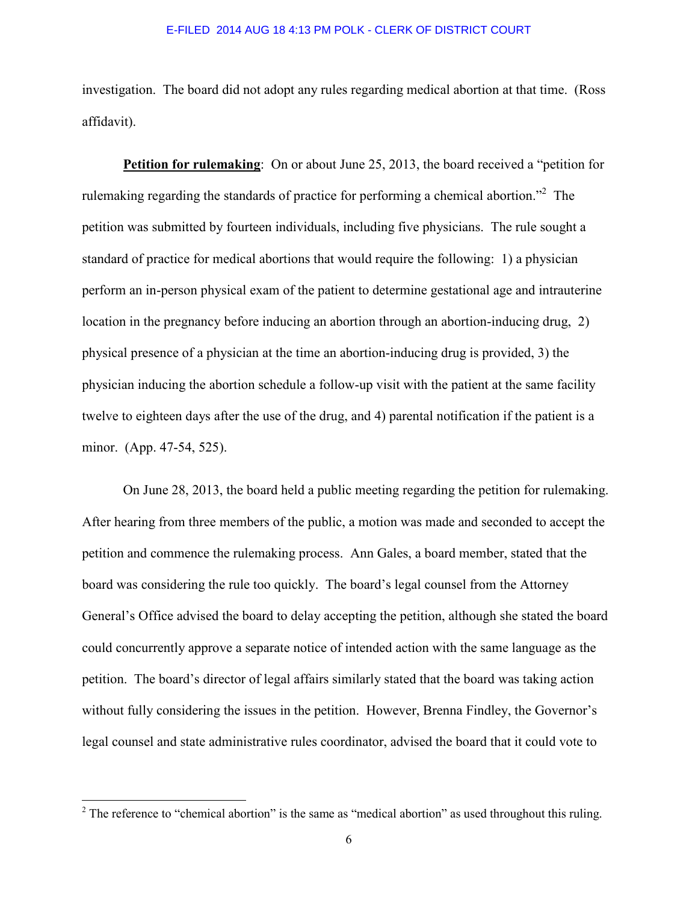investigation. The board did not adopt any rules regarding medical abortion at that time. (Ross affidavit).

**Petition for rulemaking**: On or about June 25, 2013, the board received a "petition for rulemaking regarding the standards of practice for performing a chemical abortion."[2] The petition was submitted by fourteen individuals, including five physicians. The rule sought a standard of practice for medical abortions that would require the following: 1) a physician perform an in-person physical exam of the patient to determine gestational age and intrauterine location in the pregnancy before inducing an abortion through an abortion-inducing drug, 2) physical presence of a physician at the time an abortion-inducing drug is provided, 3) the physician inducing the abortion schedule a follow-up visit with the patient at the same facility twelve to eighteen days after the use of the drug, and 4) parental notification if the patient is a minor. (App. 47-54, 525).

On June 28, 2013, the board held a public meeting regarding the petition for rulemaking. After hearing from three members of the public, a motion was made and seconded to accept the petition and commence the rulemaking process. Ann Gales, a board member, stated that the board was considering the rule too quickly. The board's legal counsel from the Attorney General's Office advised the board to delay accepting the petition, although she stated the board could concurrently approve a separate notice of intended action with the same language as the petition. The board's director of legal affairs similarly stated that the board was taking action without fully considering the issues in the petition. However, Brenna Findley, the Governor's legal counsel and state administrative rules coordinator, advised the board that it could vote to

[2] The reference to "chemical abortion" is the same as "medical abortion" as used throughout this ruling.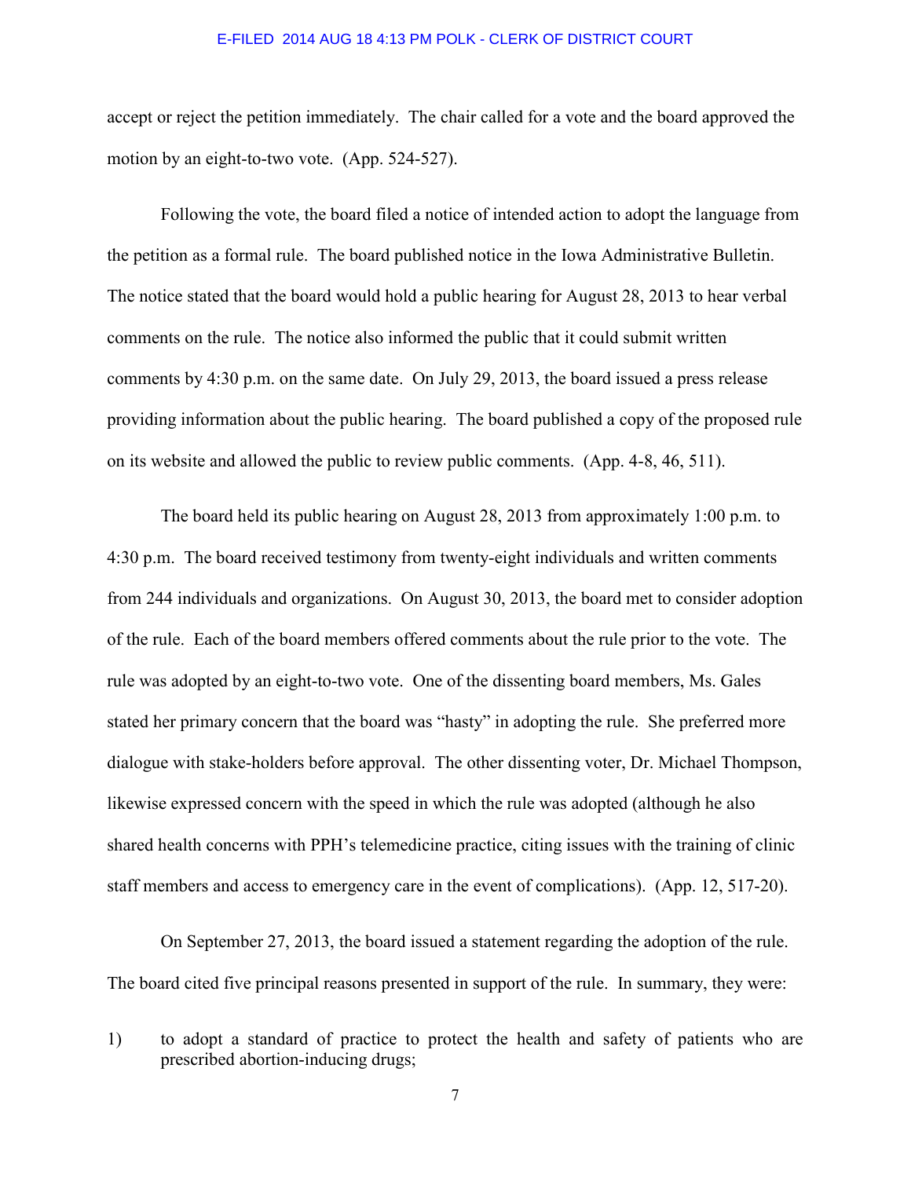accept or reject the petition immediately. The chair called for a vote and the board approved the motion by an eight-to-two vote. (App. 524-527).

Following the vote, the board filed a notice of intended action to adopt the language from the petition as a formal rule. The board published notice in the Iowa Administrative Bulletin. The notice stated that the board would hold a public hearing for August 28, 2013 to hear verbal comments on the rule. The notice also informed the public that it could submit written comments by 4:30 p.m. on the same date. On July 29, 2013, the board issued a press release providing information about the public hearing. The board published a copy of the proposed rule on its website and allowed the public to review public comments. (App. 4-8, 46, 511).

The board held its public hearing on August 28, 2013 from approximately 1:00 p.m. to 4:30 p.m. The board received testimony from twenty-eight individuals and written comments from 244 individuals and organizations. On August 30, 2013, the board met to consider adoption of the rule. Each of the board members offered comments about the rule prior to the vote. The rule was adopted by an eight-to-two vote. One of the dissenting board members, Ms. Gales stated her primary concern that the board was "hasty" in adopting the rule. She preferred more dialogue with stake-holders before approval. The other dissenting voter, Dr. Michael Thompson, likewise expressed concern with the speed in which the rule was adopted (although he also shared health concerns with PPH's telemedicine practice, citing issues with the training of clinic staff members and access to emergency care in the event of complications). (App. 12, 517-20).

On September 27, 2013, the board issued a statement regarding the adoption of the rule. The board cited five principal reasons presented in support of the rule. In summary, they were:

1) to adopt a standard of practice to protect the health and safety of patients who are prescribed abortion-inducing drugs;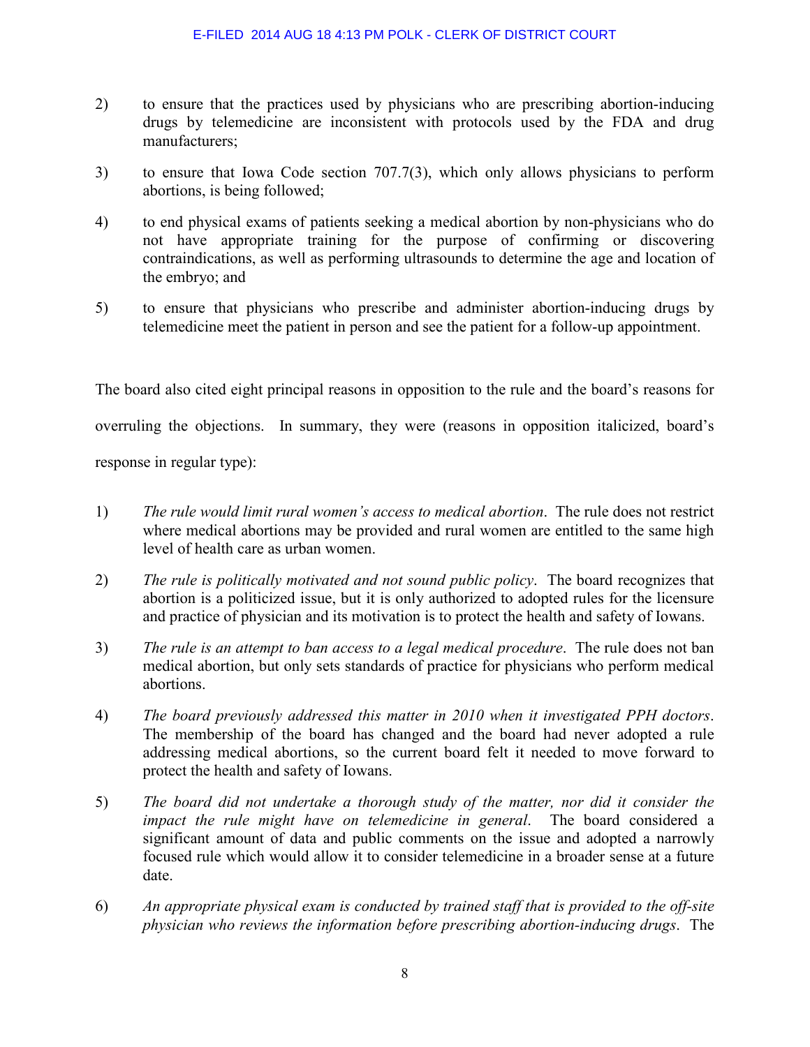2) to ensure that the practices used by physicians who are prescribing abortion-inducing drugs by telemedicine are inconsistent with protocols used by the FDA and drug manufacturers;

3) to ensure that Iowa Code section 707.7(3), which only allows physicians to perform abortions, is being followed;

4) to end physical exams of patients seeking a medical abortion by non-physicians who do not have appropriate training for the purpose of confirming or discovering contraindications, as well as performing ultrasounds to determine the age and location of the embryo; and

5) to ensure that physicians who prescribe and administer abortion-inducing drugs by telemedicine meet the patient in person and see the patient for a follow-up appointment.

The board also cited eight principal reasons in opposition to the rule and the board's reasons for overruling the objections. In summary, they were (reasons in opposition italicized, board's response in regular type):

1) *The rule would limit rural women's access to medical abortion*. The rule does not restrict where medical abortions may be provided and rural women are entitled to the same high level of health care as urban women.

2) *The rule is politically motivated and not sound public policy*. The board recognizes that abortion is a politicized issue, but it is only authorized to adopted rules for the licensure and practice of physician and its motivation is to protect the health and safety of Iowans.

3) *The rule is an attempt to ban access to a legal medical procedure*. The rule does not ban medical abortion, but only sets standards of practice for physicians who perform medical abortions.

4) *The board previously addressed this matter in 2010 when it investigated PPH doctors*. The membership of the board has changed and the board had never adopted a rule addressing medical abortions, so the current board felt it needed to move forward to protect the health and safety of Iowans.

5) *The board did not undertake a thorough study of the matter, nor did it consider the impact the rule might have on telemedicine in general*. The board considered a significant amount of data and public comments on the issue and adopted a narrowly focused rule which would allow it to consider telemedicine in a broader sense at a future date.

6) *An appropriate physical exam is conducted by trained staff that is provided to the off-site physician who reviews the information before prescribing abortion-inducing drugs*. The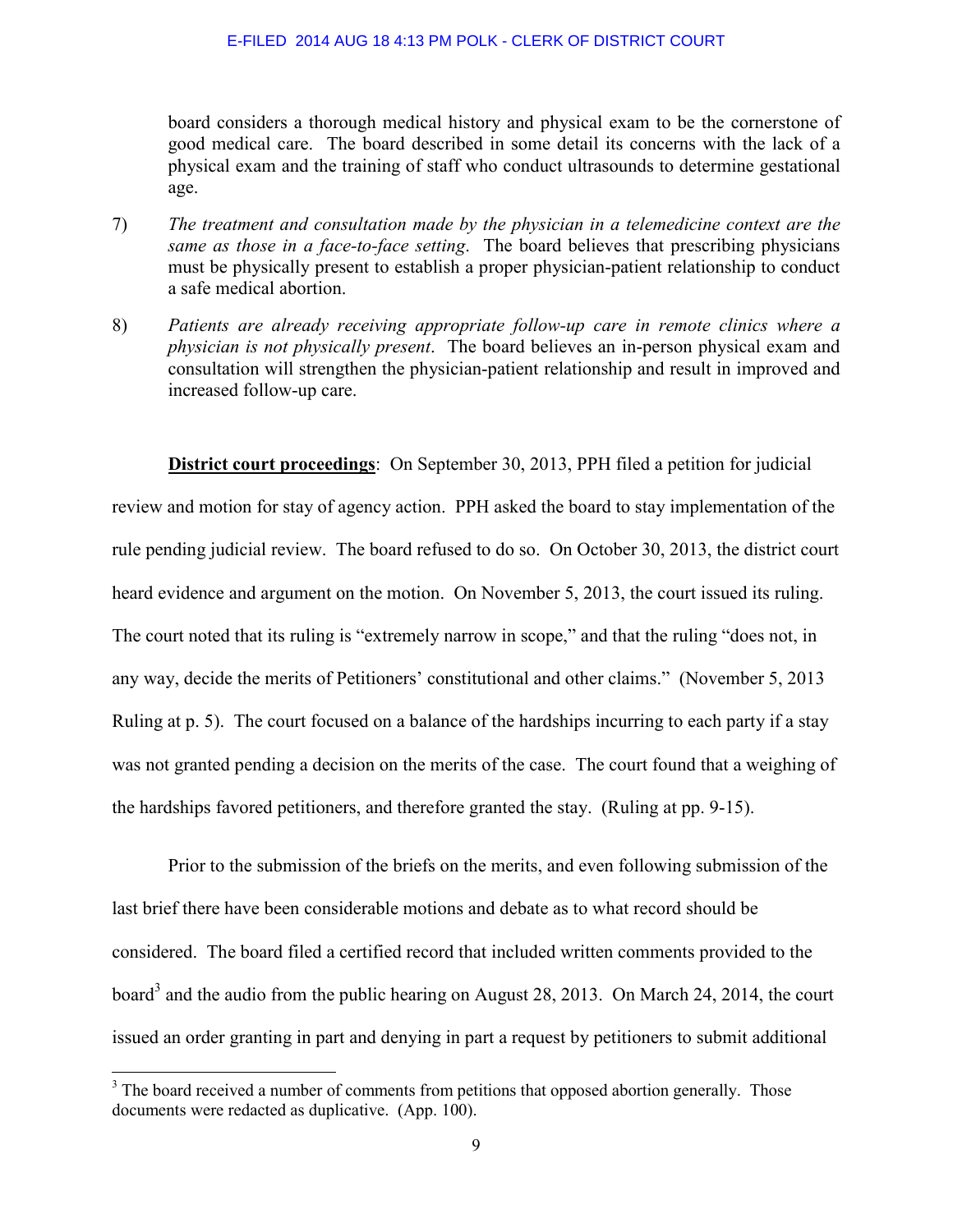board considers a thorough medical history and physical exam to be the cornerstone of good medical care. The board described in some detail its concerns with the lack of a physical exam and the training of staff who conduct ultrasounds to determine gestational age.

7) *The treatment and consultation made by the physician in a telemedicine context are the same as those in a face-to-face setting*. The board believes that prescribing physicians must be physically present to establish a proper physician-patient relationship to conduct a safe medical abortion.

8) *Patients are already receiving appropriate follow-up care in remote clinics where a physician is not physically present*. The board believes an in-person physical exam and consultation will strengthen the physician-patient relationship and result in improved and increased follow-up care.

**District court proceedings**: On September 30, 2013, PPH filed a petition for judicial review and motion for stay of agency action. PPH asked the board to stay implementation of the rule pending judicial review. The board refused to do so. On October 30, 2013, the district court heard evidence and argument on the motion. On November 5, 2013, the court issued its ruling. The court noted that its ruling is "extremely narrow in scope," and that the ruling "does not, in any way, decide the merits of Petitioners' constitutional and other claims." (November 5, 2013 Ruling at p. 5). The court focused on a balance of the hardships incurring to each party if a stay was not granted pending a decision on the merits of the case. The court found that a weighing of the hardships favored petitioners, and therefore granted the stay. (Ruling at pp. 9-15).

Prior to the submission of the briefs on the merits, and even following submission of the last brief there have been considerable motions and debate as to what record should be considered. The board filed a certified record that included written comments provided to the board[3] and the audio from the public hearing on August 28, 2013. On March 24, 2014, the court issued an order granting in part and denying in part a request by petitioners to submit additional

[3] The board received a number of comments from petitions that opposed abortion generally. Those documents were redacted as duplicative. (App. 100).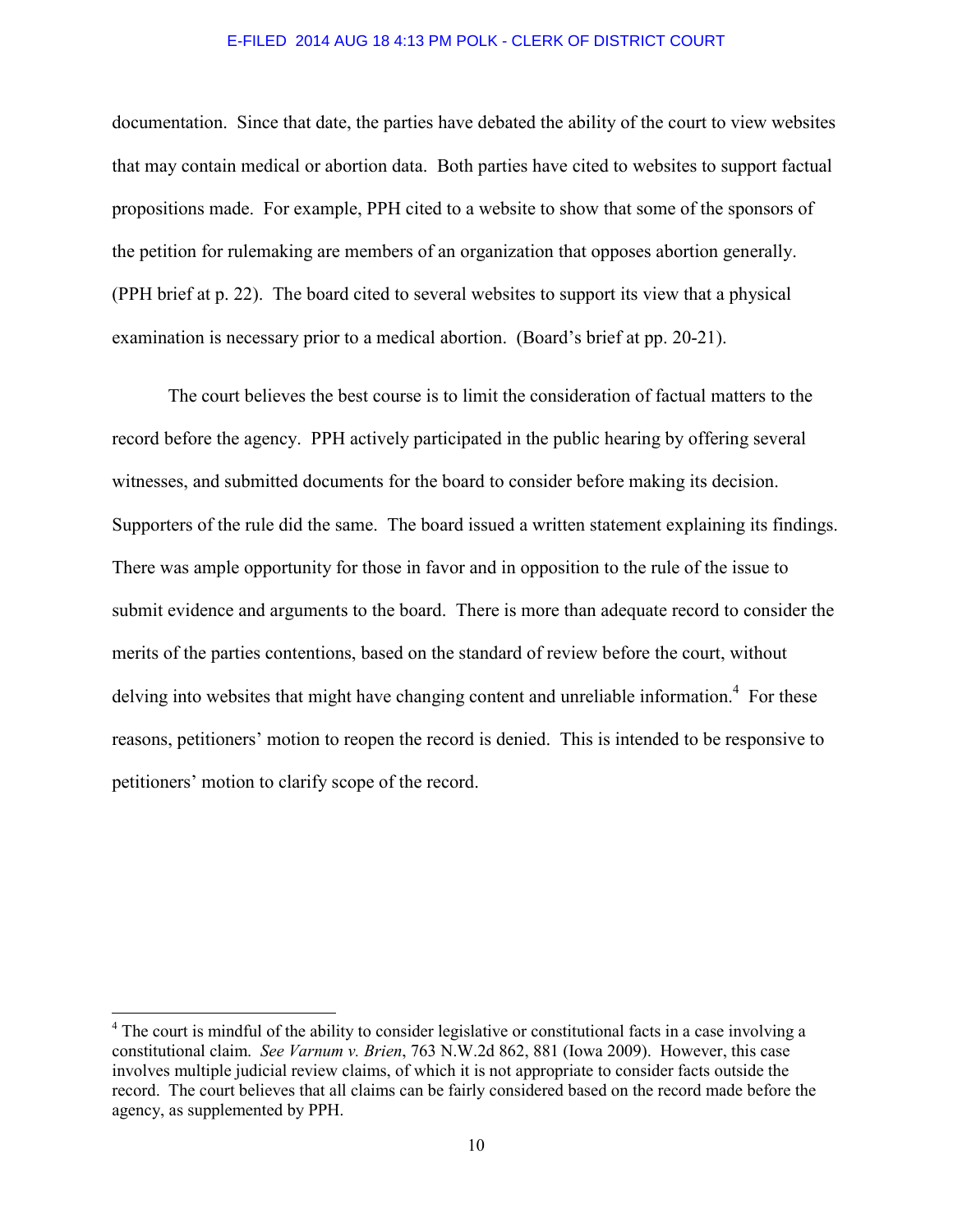documentation. Since that date, the parties have debated the ability of the court to view websites that may contain medical or abortion data. Both parties have cited to websites to support factual propositions made. For example, PPH cited to a website to show that some of the sponsors of the petition for rulemaking are members of an organization that opposes abortion generally. (PPH brief at p. 22). The board cited to several websites to support its view that a physical examination is necessary prior to a medical abortion. (Board's brief at pp. 20-21).

The court believes the best course is to limit the consideration of factual matters to the record before the agency. PPH actively participated in the public hearing by offering several witnesses, and submitted documents for the board to consider before making its decision. Supporters of the rule did the same. The board issued a written statement explaining its findings. There was ample opportunity for those in favor and in opposition to the rule of the issue to submit evidence and arguments to the board. There is more than adequate record to consider the merits of the parties contentions, based on the standard of review before the court, without delving into websites that might have changing content and unreliable information.[4] For these reasons, petitioners' motion to reopen the record is denied. This is intended to be responsive to petitioners' motion to clarify scope of the record.

---

[4] The court is mindful of the ability to consider legislative or constitutional facts in a case involving a constitutional claim. *See Varnum v. Brien*, 763 N.W.2d 862, 881 (Iowa 2009). However, this case involves multiple judicial review claims, of which it is not appropriate to consider facts outside the record. The court believes that all claims can be fairly considered based on the record made before the agency, as supplemented by PPH.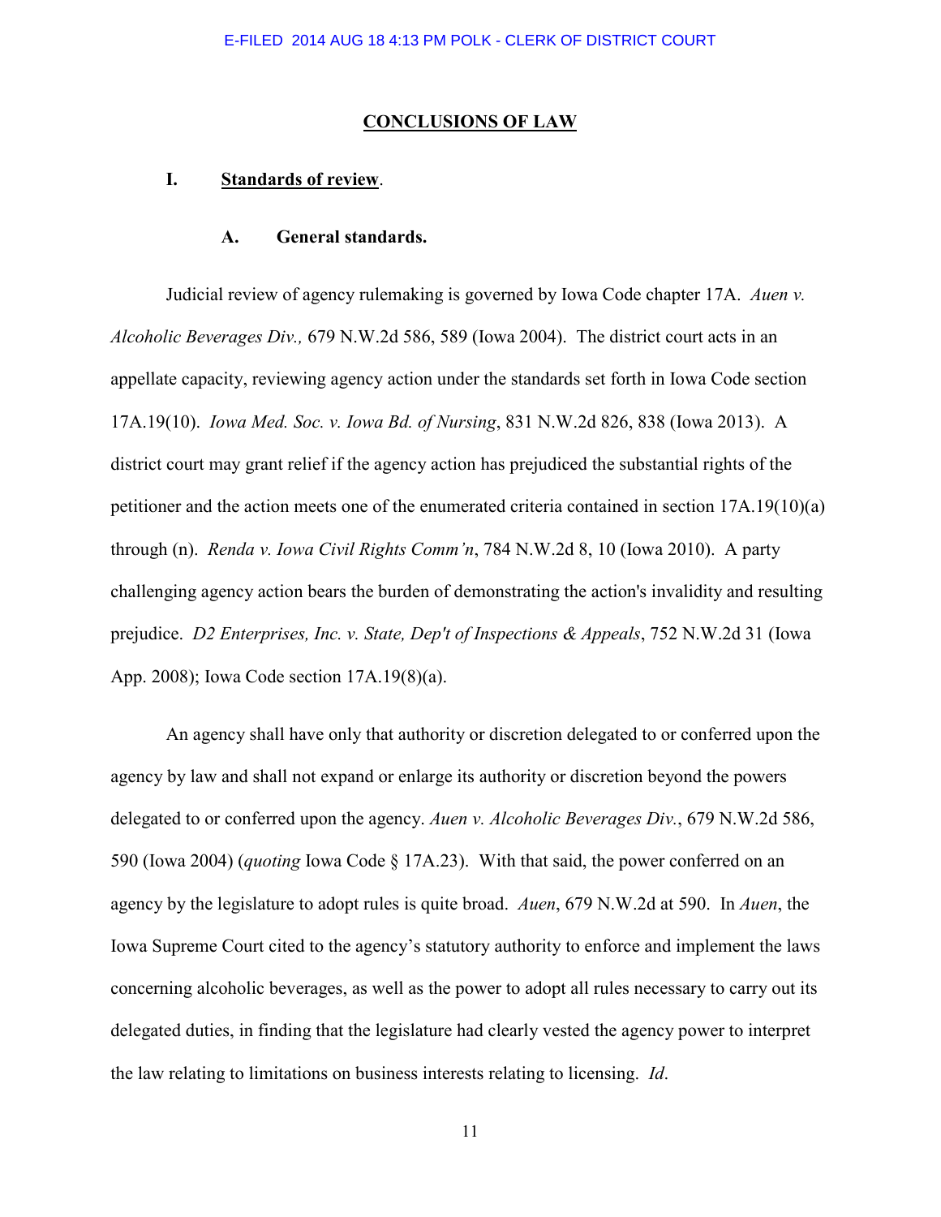## CONCLUSIONS OF LAW

### I. Standards of review.

#### A. General standards.

Judicial review of agency rulemaking is governed by Iowa Code chapter 17A. *Auen v. Alcoholic Beverages Div.,* 679 N.W.2d 586, 589 (Iowa 2004). The district court acts in an appellate capacity, reviewing agency action under the standards set forth in Iowa Code section 17A.19(10). *Iowa Med. Soc. v. Iowa Bd. of Nursing*, 831 N.W.2d 826, 838 (Iowa 2013). A district court may grant relief if the agency action has prejudiced the substantial rights of the petitioner and the action meets one of the enumerated criteria contained in section 17A.19(10)(a) through (n). *Renda v. Iowa Civil Rights Comm'n*, 784 N.W.2d 8, 10 (Iowa 2010). A party challenging agency action bears the burden of demonstrating the action's invalidity and resulting prejudice. *D2 Enterprises, Inc. v. State, Dep't of Inspections & Appeals*, 752 N.W.2d 31 (Iowa App. 2008); Iowa Code section 17A.19(8)(a).

An agency shall have only that authority or discretion delegated to or conferred upon the agency by law and shall not expand or enlarge its authority or discretion beyond the powers delegated to or conferred upon the agency. *Auen v. Alcoholic Beverages Div.*, 679 N.W.2d 586, 590 (Iowa 2004) (*quoting* Iowa Code § 17A.23). With that said, the power conferred on an agency by the legislature to adopt rules is quite broad. *Auen*, 679 N.W.2d at 590. In *Auen*, the Iowa Supreme Court cited to the agency's statutory authority to enforce and implement the laws concerning alcoholic beverages, as well as the power to adopt all rules necessary to carry out its delegated duties, in finding that the legislature had clearly vested the agency power to interpret the law relating to limitations on business interests relating to licensing. *Id*.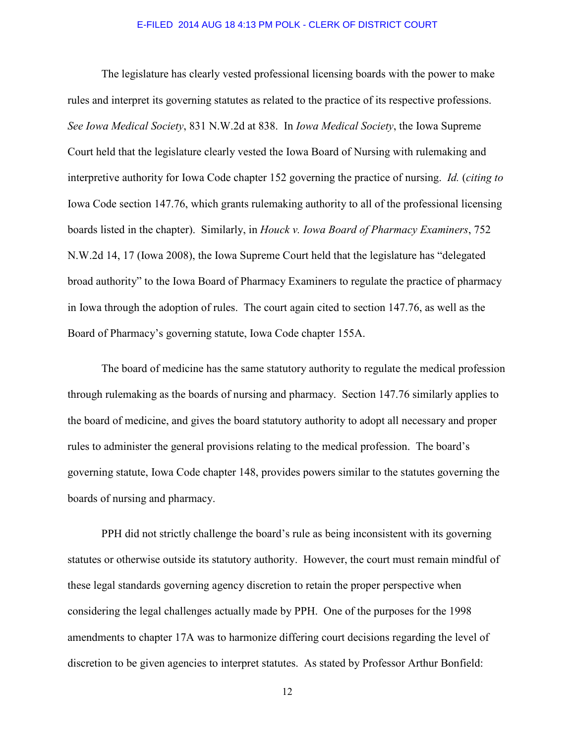The legislature has clearly vested professional licensing boards with the power to make rules and interpret its governing statutes as related to the practice of its respective professions. *See Iowa Medical Society*, 831 N.W.2d at 838. In *Iowa Medical Society*, the Iowa Supreme Court held that the legislature clearly vested the Iowa Board of Nursing with rulemaking and interpretive authority for Iowa Code chapter 152 governing the practice of nursing. *Id.* (*citing to* Iowa Code section 147.76, which grants rulemaking authority to all of the professional licensing boards listed in the chapter). Similarly, in *Houck v. Iowa Board of Pharmacy Examiners*, 752 N.W.2d 14, 17 (Iowa 2008), the Iowa Supreme Court held that the legislature has "delegated broad authority" to the Iowa Board of Pharmacy Examiners to regulate the practice of pharmacy in Iowa through the adoption of rules. The court again cited to section 147.76, as well as the Board of Pharmacy's governing statute, Iowa Code chapter 155A.

The board of medicine has the same statutory authority to regulate the medical profession through rulemaking as the boards of nursing and pharmacy. Section 147.76 similarly applies to the board of medicine, and gives the board statutory authority to adopt all necessary and proper rules to administer the general provisions relating to the medical profession. The board's governing statute, Iowa Code chapter 148, provides powers similar to the statutes governing the boards of nursing and pharmacy.

PPH did not strictly challenge the board's rule as being inconsistent with its governing statutes or otherwise outside its statutory authority. However, the court must remain mindful of these legal standards governing agency discretion to retain the proper perspective when considering the legal challenges actually made by PPH. One of the purposes for the 1998 amendments to chapter 17A was to harmonize differing court decisions regarding the level of discretion to be given agencies to interpret statutes. As stated by Professor Arthur Bonfield: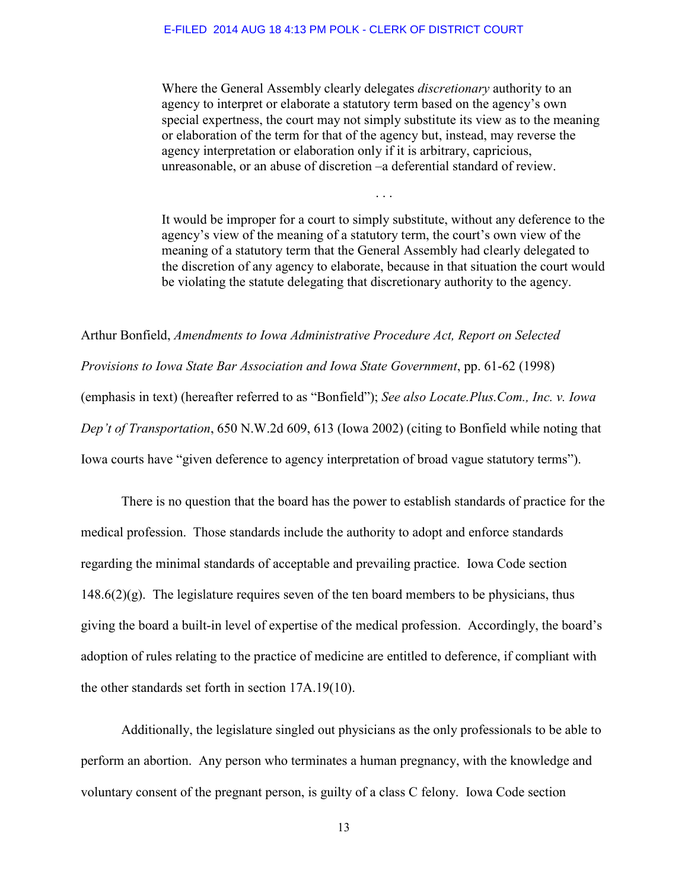> Where the General Assembly clearly delegates *discretionary* authority to an agency to interpret or elaborate a statutory term based on the agency's own special expertness, the court may not simply substitute its view as to the meaning or elaboration of the term for that of the agency but, instead, may reverse the agency interpretation or elaboration only if it is arbitrary, capricious, unreasonable, or an abuse of discretion –a deferential standard of review.
>
> . . .
>
> It would be improper for a court to simply substitute, without any deference to the agency's view of the meaning of a statutory term, the court's own view of the meaning of a statutory term that the General Assembly had clearly delegated to the discretion of any agency to elaborate, because in that situation the court would be violating the statute delegating that discretionary authority to the agency.

Arthur Bonfield, *Amendments to Iowa Administrative Procedure Act, Report on Selected Provisions to Iowa State Bar Association and Iowa State Government*, pp. 61-62 (1998) (emphasis in text) (hereafter referred to as "Bonfield"); *See also Locate.Plus.Com., Inc. v. Iowa Dep't of Transportation*, 650 N.W.2d 609, 613 (Iowa 2002) (citing to Bonfield while noting that Iowa courts have "given deference to agency interpretation of broad vague statutory terms").

There is no question that the board has the power to establish standards of practice for the medical profession. Those standards include the authority to adopt and enforce standards regarding the minimal standards of acceptable and prevailing practice. Iowa Code section 148.6(2)(g). The legislature requires seven of the ten board members to be physicians, thus giving the board a built-in level of expertise of the medical profession. Accordingly, the board's adoption of rules relating to the practice of medicine are entitled to deference, if compliant with the other standards set forth in section 17A.19(10).

Additionally, the legislature singled out physicians as the only professionals to be able to perform an abortion. Any person who terminates a human pregnancy, with the knowledge and voluntary consent of the pregnant person, is guilty of a class C felony. Iowa Code section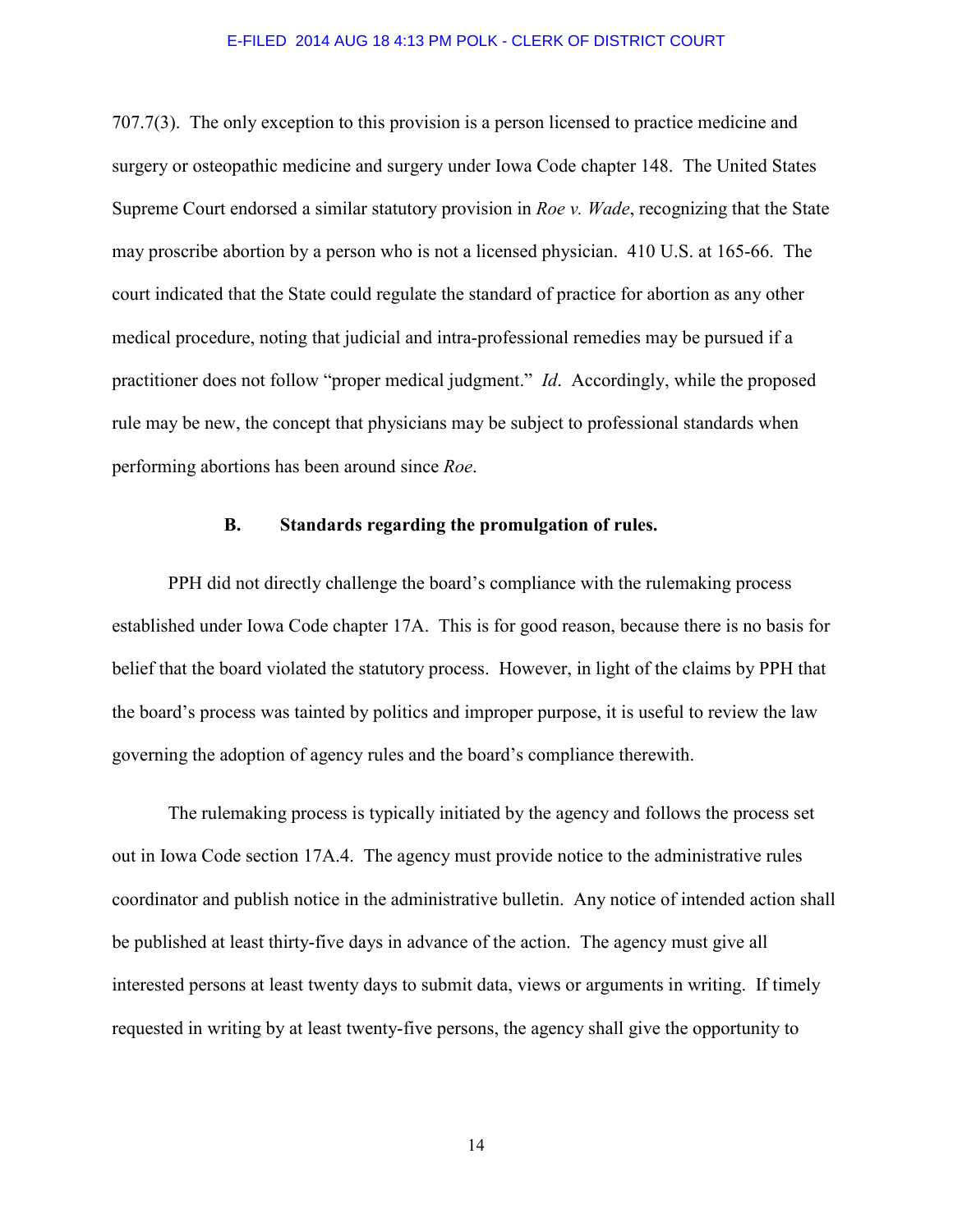707.7(3). The only exception to this provision is a person licensed to practice medicine and surgery or osteopathic medicine and surgery under Iowa Code chapter 148. The United States Supreme Court endorsed a similar statutory provision in *Roe v. Wade*, recognizing that the State may proscribe abortion by a person who is not a licensed physician. 410 U.S. at 165-66. The court indicated that the State could regulate the standard of practice for abortion as any other medical procedure, noting that judicial and intra-professional remedies may be pursued if a practitioner does not follow "proper medical judgment." *Id*. Accordingly, while the proposed rule may be new, the concept that physicians may be subject to professional standards when performing abortions has been around since *Roe*.

### B. Standards regarding the promulgation of rules.

PPH did not directly challenge the board's compliance with the rulemaking process established under Iowa Code chapter 17A. This is for good reason, because there is no basis for belief that the board violated the statutory process. However, in light of the claims by PPH that the board's process was tainted by politics and improper purpose, it is useful to review the law governing the adoption of agency rules and the board's compliance therewith.

The rulemaking process is typically initiated by the agency and follows the process set out in Iowa Code section 17A.4. The agency must provide notice to the administrative rules coordinator and publish notice in the administrative bulletin. Any notice of intended action shall be published at least thirty-five days in advance of the action. The agency must give all interested persons at least twenty days to submit data, views or arguments in writing. If timely requested in writing by at least twenty-five persons, the agency shall give the opportunity to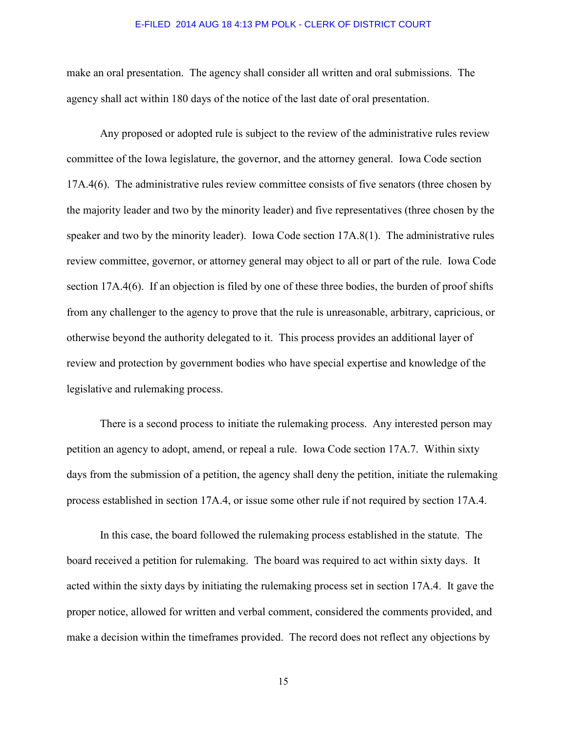make an oral presentation. The agency shall consider all written and oral submissions. The agency shall act within 180 days of the notice of the last date of oral presentation.

Any proposed or adopted rule is subject to the review of the administrative rules review committee of the Iowa legislature, the governor, and the attorney general. Iowa Code section 17A.4(6). The administrative rules review committee consists of five senators (three chosen by the majority leader and two by the minority leader) and five representatives (three chosen by the speaker and two by the minority leader). Iowa Code section 17A.8(1). The administrative rules review committee, governor, or attorney general may object to all or part of the rule. Iowa Code section 17A.4(6). If an objection is filed by one of these three bodies, the burden of proof shifts from any challenger to the agency to prove that the rule is unreasonable, arbitrary, capricious, or otherwise beyond the authority delegated to it. This process provides an additional layer of review and protection by government bodies who have special expertise and knowledge of the legislative and rulemaking process.

There is a second process to initiate the rulemaking process. Any interested person may petition an agency to adopt, amend, or repeal a rule. Iowa Code section 17A.7. Within sixty days from the submission of a petition, the agency shall deny the petition, initiate the rulemaking process established in section 17A.4, or issue some other rule if not required by section 17A.4.

In this case, the board followed the rulemaking process established in the statute. The board received a petition for rulemaking. The board was required to act within sixty days. It acted within the sixty days by initiating the rulemaking process set in section 17A.4. It gave the proper notice, allowed for written and verbal comment, considered the comments provided, and make a decision within the timeframes provided. The record does not reflect any objections by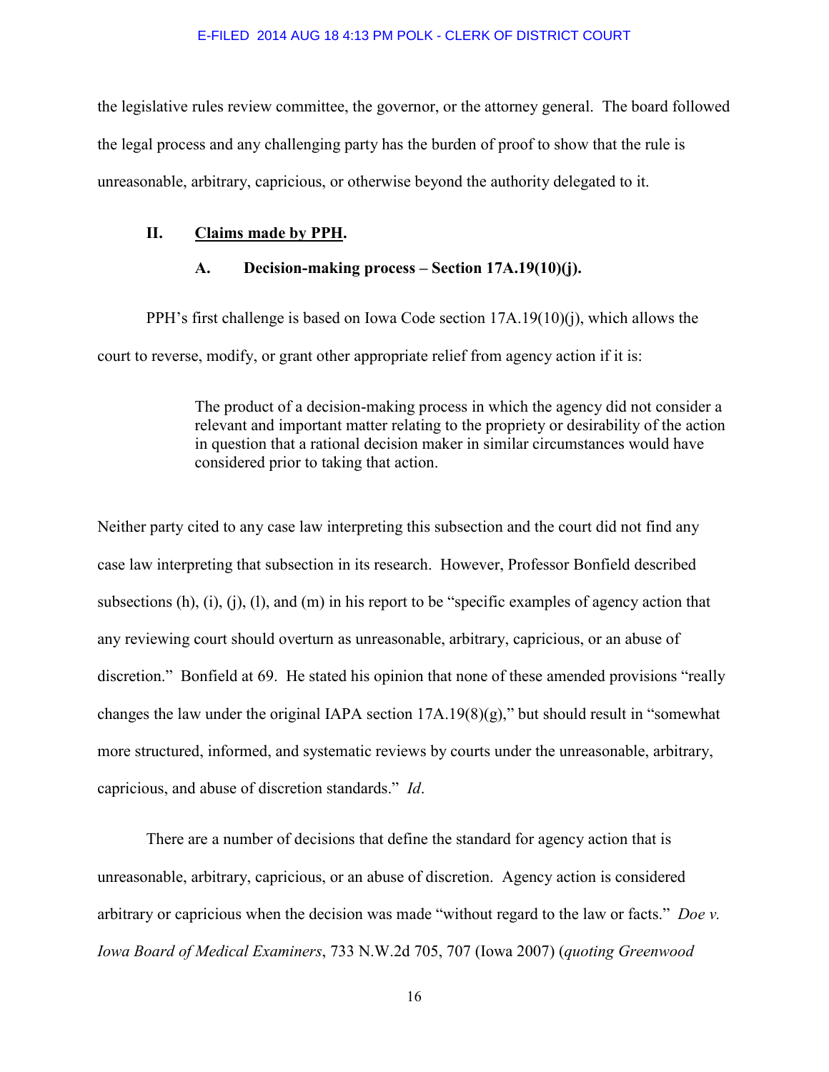the legislative rules review committee, the governor, or the attorney general. The board followed the legal process and any challenging party has the burden of proof to show that the rule is unreasonable, arbitrary, capricious, or otherwise beyond the authority delegated to it.

## II. Claims made by PPH.

### A. Decision-making process – Section 17A.19(10)(j).

PPH's first challenge is based on Iowa Code section 17A.19(10)(j), which allows the court to reverse, modify, or grant other appropriate relief from agency action if it is:

> The product of a decision-making process in which the agency did not consider a relevant and important matter relating to the propriety or desirability of the action in question that a rational decision maker in similar circumstances would have considered prior to taking that action.

Neither party cited to any case law interpreting this subsection and the court did not find any case law interpreting that subsection in its research. However, Professor Bonfield described subsections (h), (i), (j), (l), and (m) in his report to be "specific examples of agency action that any reviewing court should overturn as unreasonable, arbitrary, capricious, or an abuse of discretion." Bonfield at 69. He stated his opinion that none of these amended provisions "really changes the law under the original IAPA section 17A.19(8)(g)," but should result in "somewhat more structured, informed, and systematic reviews by courts under the unreasonable, arbitrary, capricious, and abuse of discretion standards." *Id*.

There are a number of decisions that define the standard for agency action that is unreasonable, arbitrary, capricious, or an abuse of discretion. Agency action is considered arbitrary or capricious when the decision was made "without regard to the law or facts." *Doe v. Iowa Board of Medical Examiners*, 733 N.W.2d 705, 707 (Iowa 2007) (*quoting Greenwood*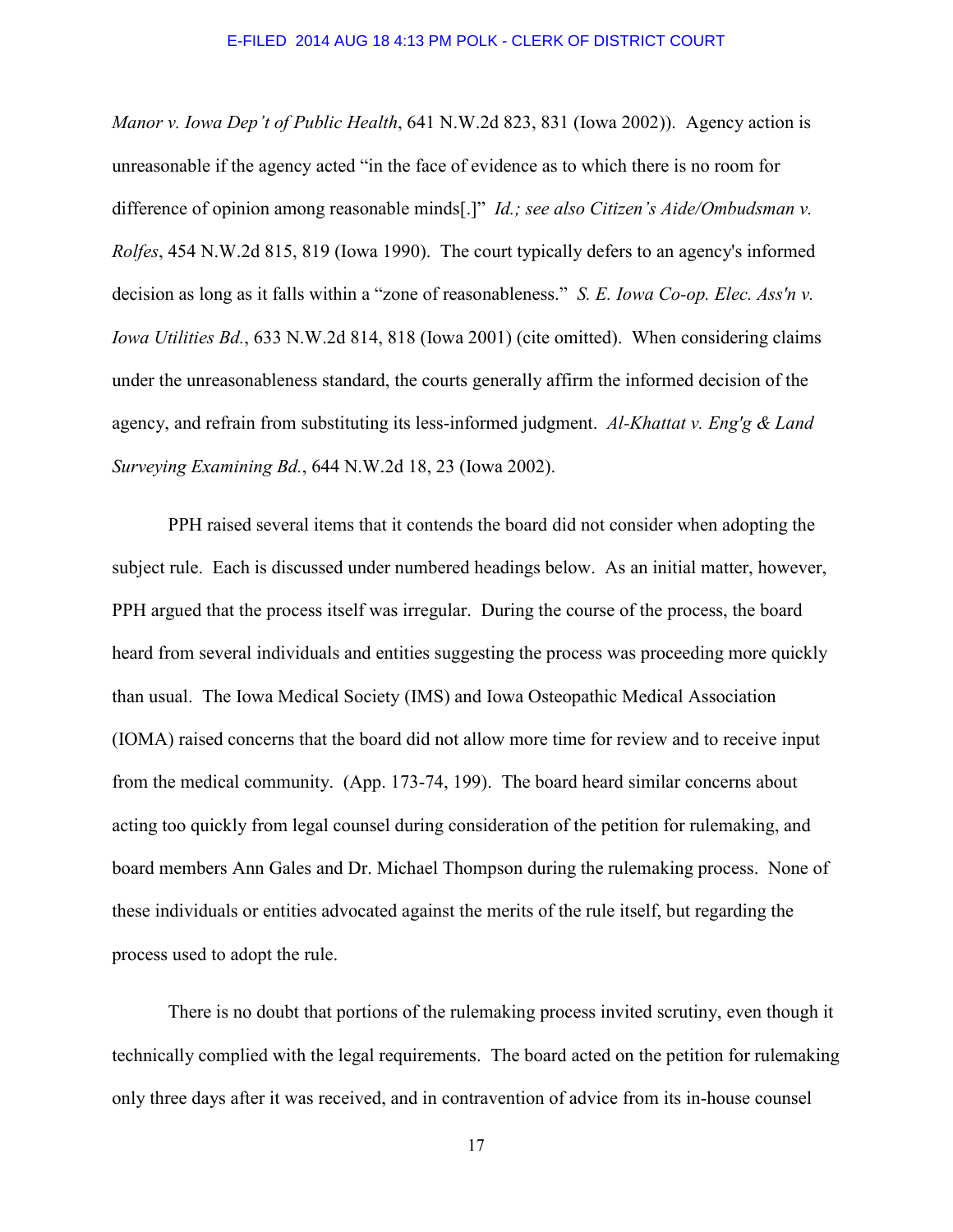*Manor v. Iowa Dep't of Public Health*, 641 N.W.2d 823, 831 (Iowa 2002)). Agency action is unreasonable if the agency acted "in the face of evidence as to which there is no room for difference of opinion among reasonable minds[.]" *Id.; see also Citizen's Aide/Ombudsman v. Rolfes*, 454 N.W.2d 815, 819 (Iowa 1990). The court typically defers to an agency's informed decision as long as it falls within a "zone of reasonableness." *S. E. Iowa Co-op. Elec. Ass'n v. Iowa Utilities Bd.*, 633 N.W.2d 814, 818 (Iowa 2001) (cite omitted). When considering claims under the unreasonableness standard, the courts generally affirm the informed decision of the agency, and refrain from substituting its less-informed judgment. *Al-Khattat v. Eng'g & Land Surveying Examining Bd.*, 644 N.W.2d 18, 23 (Iowa 2002).

PPH raised several items that it contends the board did not consider when adopting the subject rule. Each is discussed under numbered headings below. As an initial matter, however, PPH argued that the process itself was irregular. During the course of the process, the board heard from several individuals and entities suggesting the process was proceeding more quickly than usual. The Iowa Medical Society (IMS) and Iowa Osteopathic Medical Association (IOMA) raised concerns that the board did not allow more time for review and to receive input from the medical community. (App. 173-74, 199). The board heard similar concerns about acting too quickly from legal counsel during consideration of the petition for rulemaking, and board members Ann Gales and Dr. Michael Thompson during the rulemaking process. None of these individuals or entities advocated against the merits of the rule itself, but regarding the process used to adopt the rule.

There is no doubt that portions of the rulemaking process invited scrutiny, even though it technically complied with the legal requirements. The board acted on the petition for rulemaking only three days after it was received, and in contravention of advice from its in-house counsel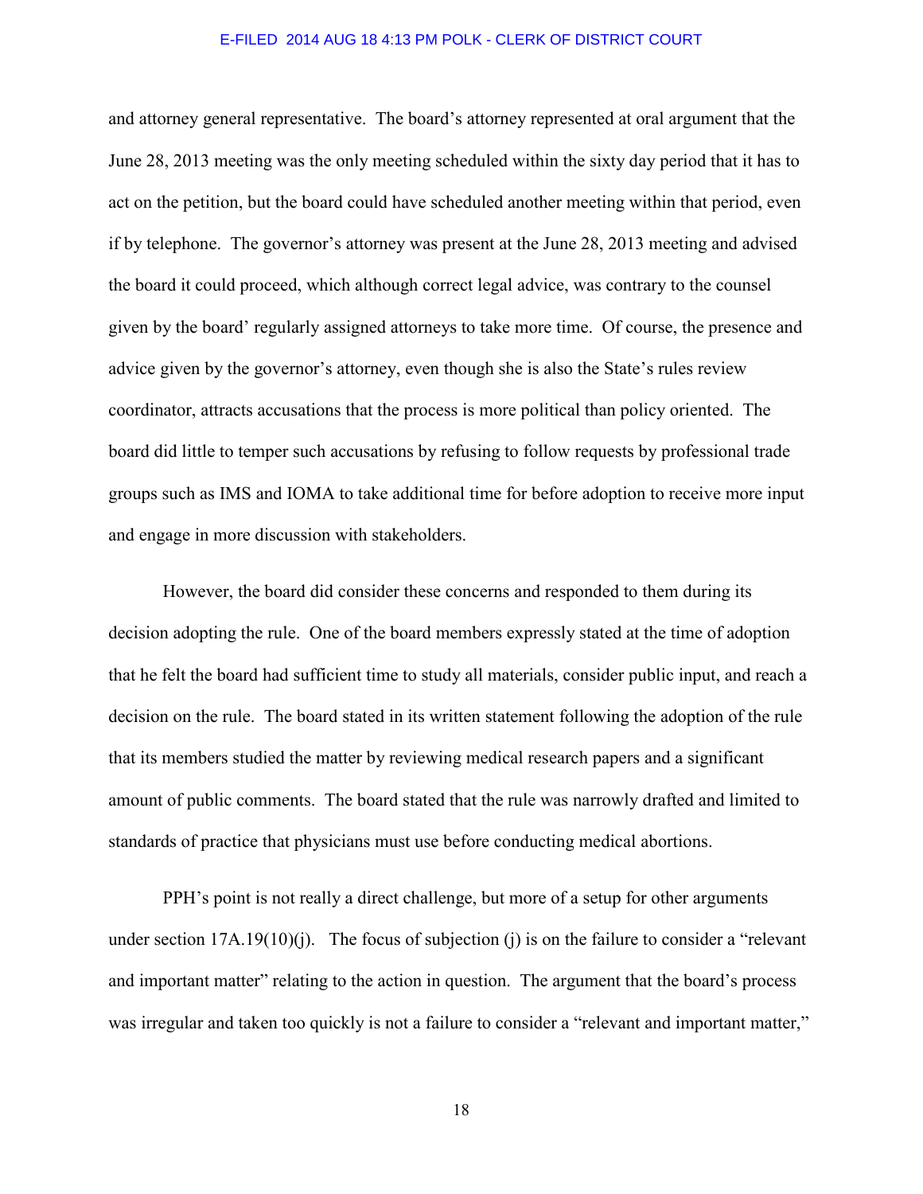and attorney general representative. The board's attorney represented at oral argument that the June 28, 2013 meeting was the only meeting scheduled within the sixty day period that it has to act on the petition, but the board could have scheduled another meeting within that period, even if by telephone. The governor's attorney was present at the June 28, 2013 meeting and advised the board it could proceed, which although correct legal advice, was contrary to the counsel given by the board' regularly assigned attorneys to take more time. Of course, the presence and advice given by the governor's attorney, even though she is also the State's rules review coordinator, attracts accusations that the process is more political than policy oriented. The board did little to temper such accusations by refusing to follow requests by professional trade groups such as IMS and IOMA to take additional time for before adoption to receive more input and engage in more discussion with stakeholders.

However, the board did consider these concerns and responded to them during its decision adopting the rule. One of the board members expressly stated at the time of adoption that he felt the board had sufficient time to study all materials, consider public input, and reach a decision on the rule. The board stated in its written statement following the adoption of the rule that its members studied the matter by reviewing medical research papers and a significant amount of public comments. The board stated that the rule was narrowly drafted and limited to standards of practice that physicians must use before conducting medical abortions.

PPH's point is not really a direct challenge, but more of a setup for other arguments under section 17A.19(10)(j). The focus of subjection (j) is on the failure to consider a "relevant and important matter" relating to the action in question. The argument that the board's process was irregular and taken too quickly is not a failure to consider a "relevant and important matter,"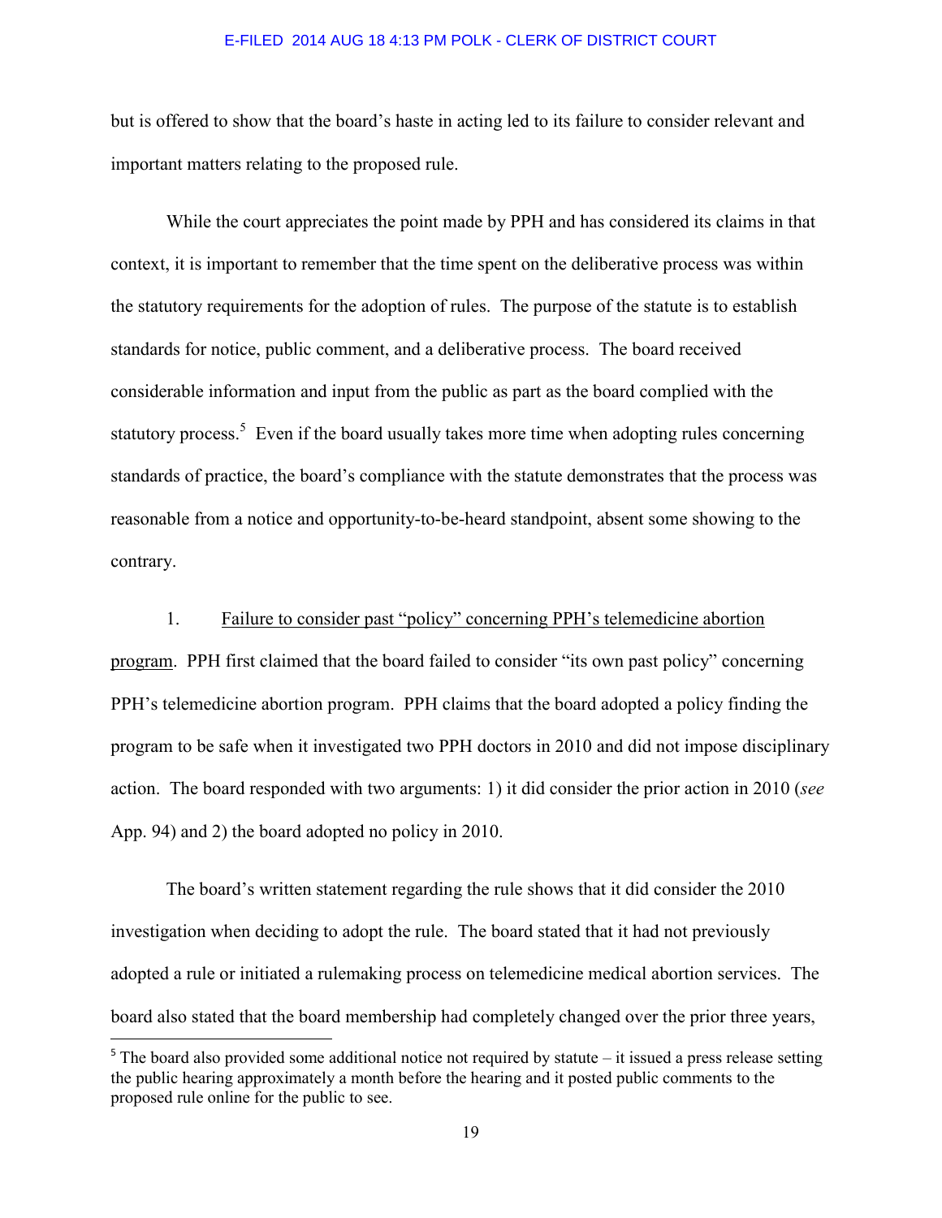but is offered to show that the board's haste in acting led to its failure to consider relevant and important matters relating to the proposed rule.

While the court appreciates the point made by PPH and has considered its claims in that context, it is important to remember that the time spent on the deliberative process was within the statutory requirements for the adoption of rules. The purpose of the statute is to establish standards for notice, public comment, and a deliberative process. The board received considerable information and input from the public as part as the board complied with the statutory process.[5] Even if the board usually takes more time when adopting rules concerning standards of practice, the board's compliance with the statute demonstrates that the process was reasonable from a notice and opportunity-to-be-heard standpoint, absent some showing to the contrary.

1. Failure to consider past "policy" concerning PPH's telemedicine abortion program. PPH first claimed that the board failed to consider "its own past policy" concerning PPH's telemedicine abortion program. PPH claims that the board adopted a policy finding the program to be safe when it investigated two PPH doctors in 2010 and did not impose disciplinary action. The board responded with two arguments: 1) it did consider the prior action in 2010 (*see* App. 94) and 2) the board adopted no policy in 2010.

The board's written statement regarding the rule shows that it did consider the 2010 investigation when deciding to adopt the rule. The board stated that it had not previously adopted a rule or initiated a rulemaking process on telemedicine medical abortion services. The board also stated that the board membership had completely changed over the prior three years,

[5] The board also provided some additional notice not required by statute – it issued a press release setting the public hearing approximately a month before the hearing and it posted public comments to the proposed rule online for the public to see.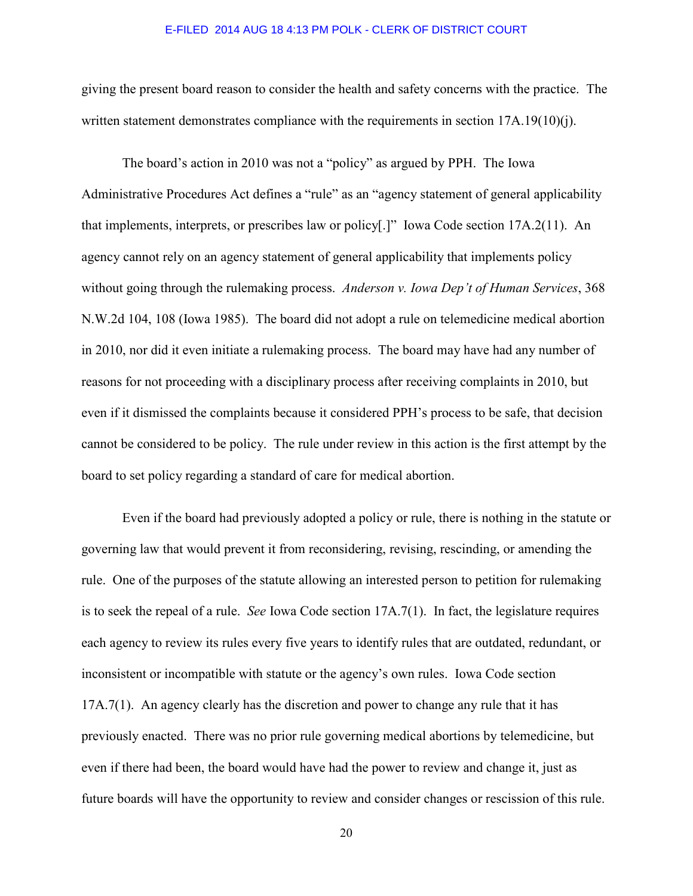giving the present board reason to consider the health and safety concerns with the practice. The written statement demonstrates compliance with the requirements in section 17A.19(10)(j).

The board's action in 2010 was not a "policy" as argued by PPH. The Iowa Administrative Procedures Act defines a "rule" as an "agency statement of general applicability that implements, interprets, or prescribes law or policy[.]" Iowa Code section 17A.2(11). An agency cannot rely on an agency statement of general applicability that implements policy without going through the rulemaking process. *Anderson v. Iowa Dep't of Human Services*, 368 N.W.2d 104, 108 (Iowa 1985). The board did not adopt a rule on telemedicine medical abortion in 2010, nor did it even initiate a rulemaking process. The board may have had any number of reasons for not proceeding with a disciplinary process after receiving complaints in 2010, but even if it dismissed the complaints because it considered PPH's process to be safe, that decision cannot be considered to be policy. The rule under review in this action is the first attempt by the board to set policy regarding a standard of care for medical abortion.

Even if the board had previously adopted a policy or rule, there is nothing in the statute or governing law that would prevent it from reconsidering, revising, rescinding, or amending the rule. One of the purposes of the statute allowing an interested person to petition for rulemaking is to seek the repeal of a rule. *See* Iowa Code section 17A.7(1). In fact, the legislature requires each agency to review its rules every five years to identify rules that are outdated, redundant, or inconsistent or incompatible with statute or the agency's own rules. Iowa Code section 17A.7(1). An agency clearly has the discretion and power to change any rule that it has previously enacted. There was no prior rule governing medical abortions by telemedicine, but even if there had been, the board would have had the power to review and change it, just as future boards will have the opportunity to review and consider changes or rescission of this rule.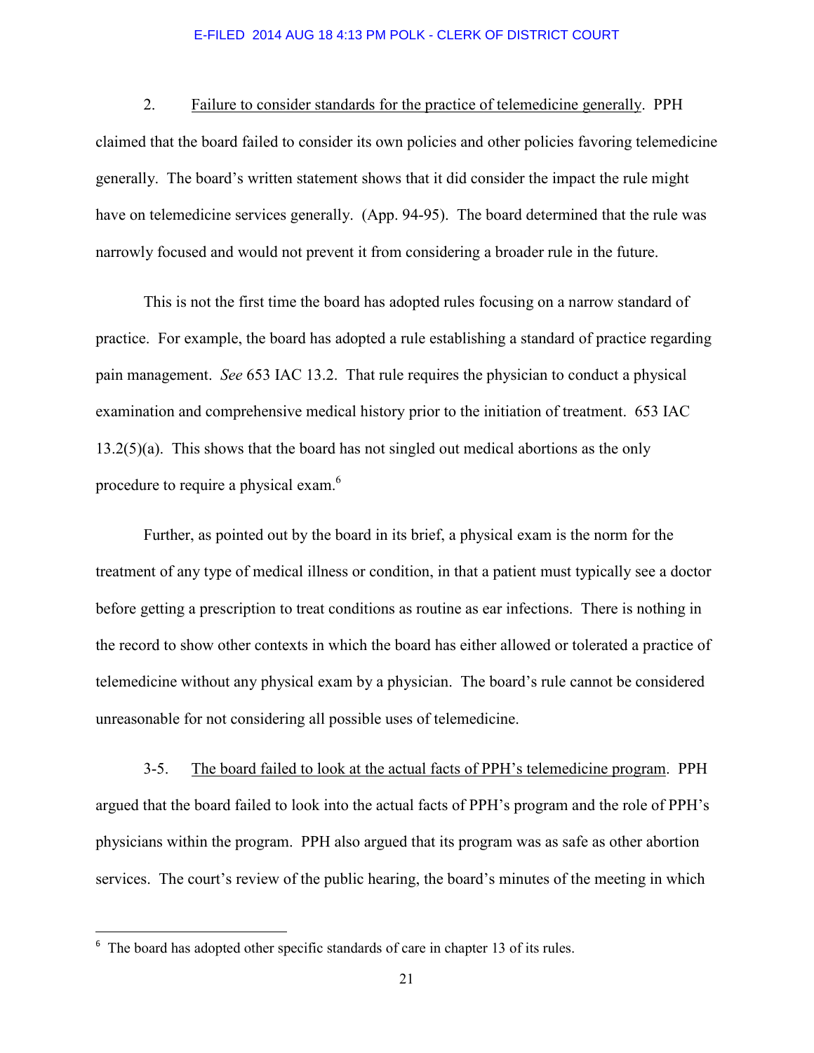2. Failure to consider standards for the practice of telemedicine generally. PPH claimed that the board failed to consider its own policies and other policies favoring telemedicine generally. The board's written statement shows that it did consider the impact the rule might have on telemedicine services generally. (App. 94-95). The board determined that the rule was narrowly focused and would not prevent it from considering a broader rule in the future.

This is not the first time the board has adopted rules focusing on a narrow standard of practice. For example, the board has adopted a rule establishing a standard of practice regarding pain management. *See* 653 IAC 13.2. That rule requires the physician to conduct a physical examination and comprehensive medical history prior to the initiation of treatment. 653 IAC 13.2(5)(a). This shows that the board has not singled out medical abortions as the only procedure to require a physical exam.[6]

Further, as pointed out by the board in its brief, a physical exam is the norm for the treatment of any type of medical illness or condition, in that a patient must typically see a doctor before getting a prescription to treat conditions as routine as ear infections. There is nothing in the record to show other contexts in which the board has either allowed or tolerated a practice of telemedicine without any physical exam by a physician. The board's rule cannot be considered unreasonable for not considering all possible uses of telemedicine.

3-5. The board failed to look at the actual facts of PPH's telemedicine program. PPH argued that the board failed to look into the actual facts of PPH's program and the role of PPH's physicians within the program. PPH also argued that its program was as safe as other abortion services. The court's review of the public hearing, the board's minutes of the meeting in which

---

[6] The board has adopted other specific standards of care in chapter 13 of its rules.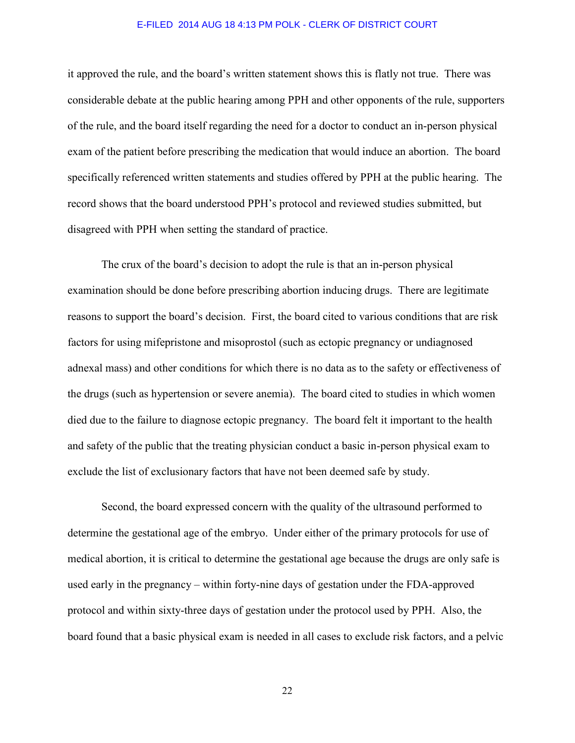it approved the rule, and the board's written statement shows this is flatly not true. There was considerable debate at the public hearing among PPH and other opponents of the rule, supporters of the rule, and the board itself regarding the need for a doctor to conduct an in-person physical exam of the patient before prescribing the medication that would induce an abortion. The board specifically referenced written statements and studies offered by PPH at the public hearing. The record shows that the board understood PPH's protocol and reviewed studies submitted, but disagreed with PPH when setting the standard of practice.

The crux of the board's decision to adopt the rule is that an in-person physical examination should be done before prescribing abortion inducing drugs. There are legitimate reasons to support the board's decision. First, the board cited to various conditions that are risk factors for using mifepristone and misoprostol (such as ectopic pregnancy or undiagnosed adnexal mass) and other conditions for which there is no data as to the safety or effectiveness of the drugs (such as hypertension or severe anemia). The board cited to studies in which women died due to the failure to diagnose ectopic pregnancy. The board felt it important to the health and safety of the public that the treating physician conduct a basic in-person physical exam to exclude the list of exclusionary factors that have not been deemed safe by study.

Second, the board expressed concern with the quality of the ultrasound performed to determine the gestational age of the embryo. Under either of the primary protocols for use of medical abortion, it is critical to determine the gestational age because the drugs are only safe is used early in the pregnancy – within forty-nine days of gestation under the FDA-approved protocol and within sixty-three days of gestation under the protocol used by PPH. Also, the board found that a basic physical exam is needed in all cases to exclude risk factors, and a pelvic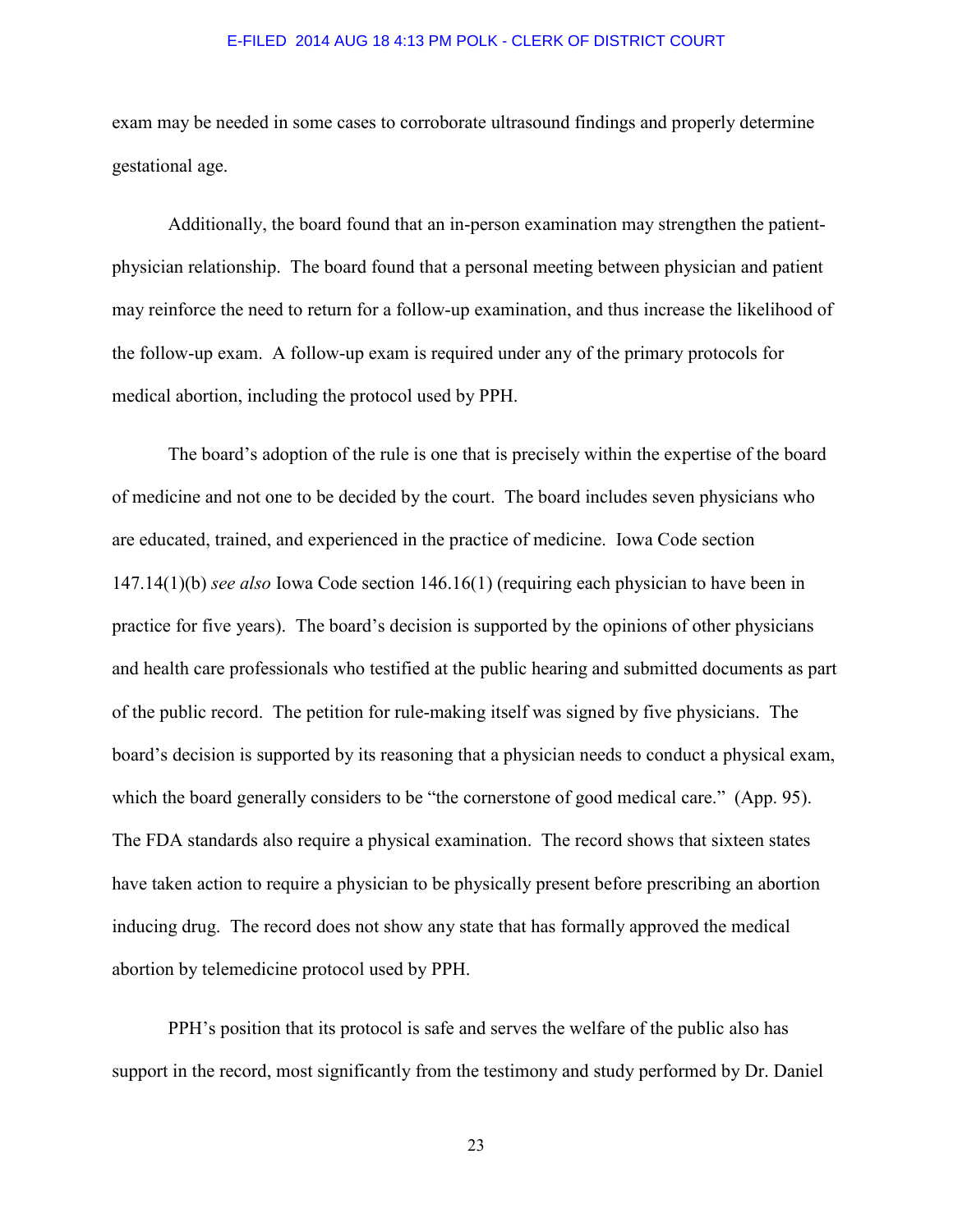exam may be needed in some cases to corroborate ultrasound findings and properly determine gestational age.

Additionally, the board found that an in-person examination may strengthen the patient-physician relationship. The board found that a personal meeting between physician and patient may reinforce the need to return for a follow-up examination, and thus increase the likelihood of the follow-up exam. A follow-up exam is required under any of the primary protocols for medical abortion, including the protocol used by PPH.

The board's adoption of the rule is one that is precisely within the expertise of the board of medicine and not one to be decided by the court. The board includes seven physicians who are educated, trained, and experienced in the practice of medicine. Iowa Code section 147.14(1)(b) *see also* Iowa Code section 146.16(1) (requiring each physician to have been in practice for five years). The board's decision is supported by the opinions of other physicians and health care professionals who testified at the public hearing and submitted documents as part of the public record. The petition for rule-making itself was signed by five physicians. The board's decision is supported by its reasoning that a physician needs to conduct a physical exam, which the board generally considers to be "the cornerstone of good medical care." (App. 95). The FDA standards also require a physical examination. The record shows that sixteen states have taken action to require a physician to be physically present before prescribing an abortion inducing drug. The record does not show any state that has formally approved the medical abortion by telemedicine protocol used by PPH.

PPH's position that its protocol is safe and serves the welfare of the public also has support in the record, most significantly from the testimony and study performed by Dr. Daniel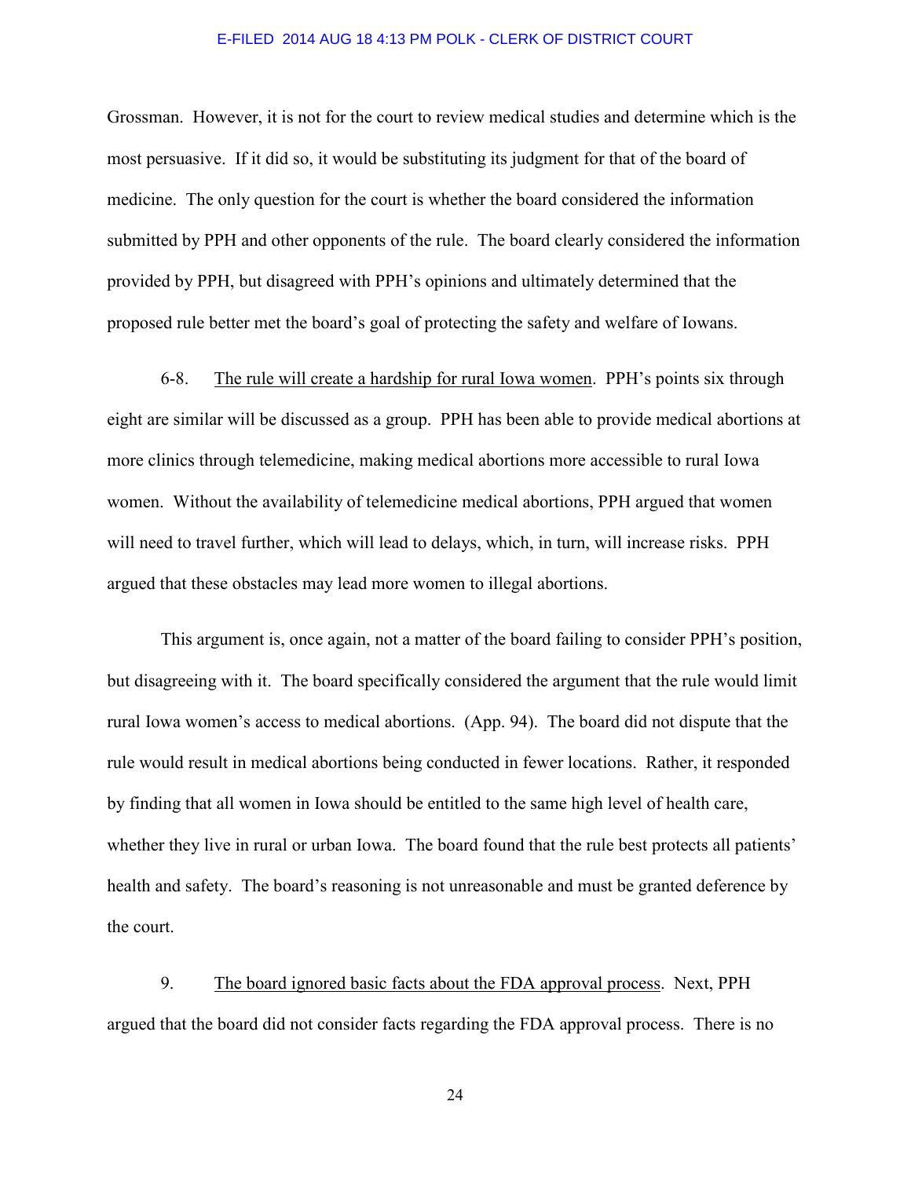Grossman. However, it is not for the court to review medical studies and determine which is the most persuasive. If it did so, it would be substituting its judgment for that of the board of medicine. The only question for the court is whether the board considered the information submitted by PPH and other opponents of the rule. The board clearly considered the information provided by PPH, but disagreed with PPH's opinions and ultimately determined that the proposed rule better met the board's goal of protecting the safety and welfare of Iowans.

6-8. <u>The rule will create a hardship for rural Iowa women</u>. PPH's points six through eight are similar will be discussed as a group. PPH has been able to provide medical abortions at more clinics through telemedicine, making medical abortions more accessible to rural Iowa women. Without the availability of telemedicine medical abortions, PPH argued that women will need to travel further, which will lead to delays, which, in turn, will increase risks. PPH argued that these obstacles may lead more women to illegal abortions.

This argument is, once again, not a matter of the board failing to consider PPH's position, but disagreeing with it. The board specifically considered the argument that the rule would limit rural Iowa women's access to medical abortions. (App. 94). The board did not dispute that the rule would result in medical abortions being conducted in fewer locations. Rather, it responded by finding that all women in Iowa should be entitled to the same high level of health care, whether they live in rural or urban Iowa. The board found that the rule best protects all patients' health and safety. The board's reasoning is not unreasonable and must be granted deference by the court.

9. <u>The board ignored basic facts about the FDA approval process</u>. Next, PPH argued that the board did not consider facts regarding the FDA approval process. There is no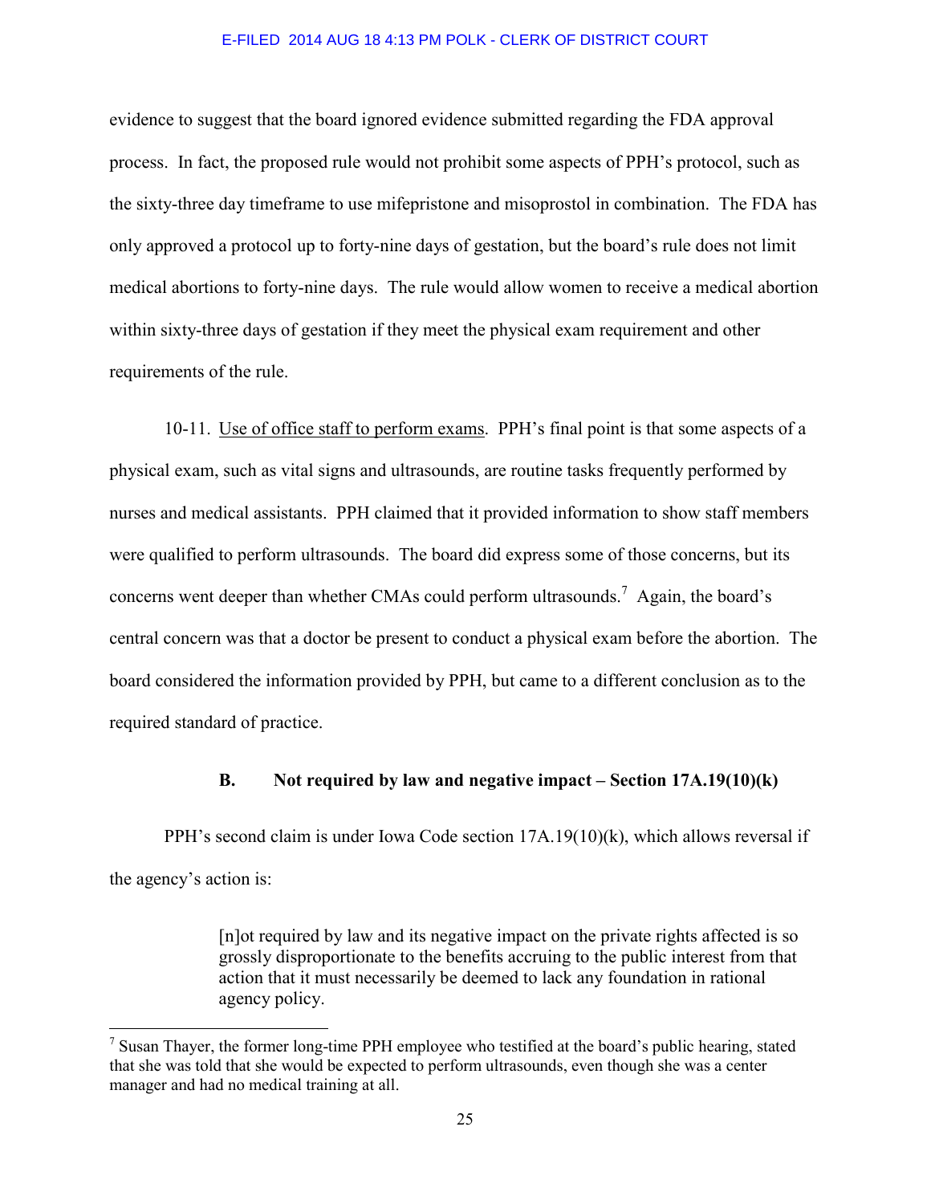evidence to suggest that the board ignored evidence submitted regarding the FDA approval process. In fact, the proposed rule would not prohibit some aspects of PPH's protocol, such as the sixty-three day timeframe to use mifepristone and misoprostol in combination. The FDA has only approved a protocol up to forty-nine days of gestation, but the board's rule does not limit medical abortions to forty-nine days. The rule would allow women to receive a medical abortion within sixty-three days of gestation if they meet the physical exam requirement and other requirements of the rule.

10-11. Use of office staff to perform exams. PPH's final point is that some aspects of a physical exam, such as vital signs and ultrasounds, are routine tasks frequently performed by nurses and medical assistants. PPH claimed that it provided information to show staff members were qualified to perform ultrasounds. The board did express some of those concerns, but its concerns went deeper than whether CMAs could perform ultrasounds.[7] Again, the board's central concern was that a doctor be present to conduct a physical exam before the abortion. The board considered the information provided by PPH, but came to a different conclusion as to the required standard of practice.

### B. Not required by law and negative impact – Section 17A.19(10)(k)

PPH's second claim is under Iowa Code section 17A.19(10)(k), which allows reversal if the agency's action is:

> [n]ot required by law and its negative impact on the private rights affected is so grossly disproportionate to the benefits accruing to the public interest from that action that it must necessarily be deemed to lack any foundation in rational agency policy.

[7] Susan Thayer, the former long-time PPH employee who testified at the board's public hearing, stated that she was told that she would be expected to perform ultrasounds, even though she was a center manager and had no medical training at all.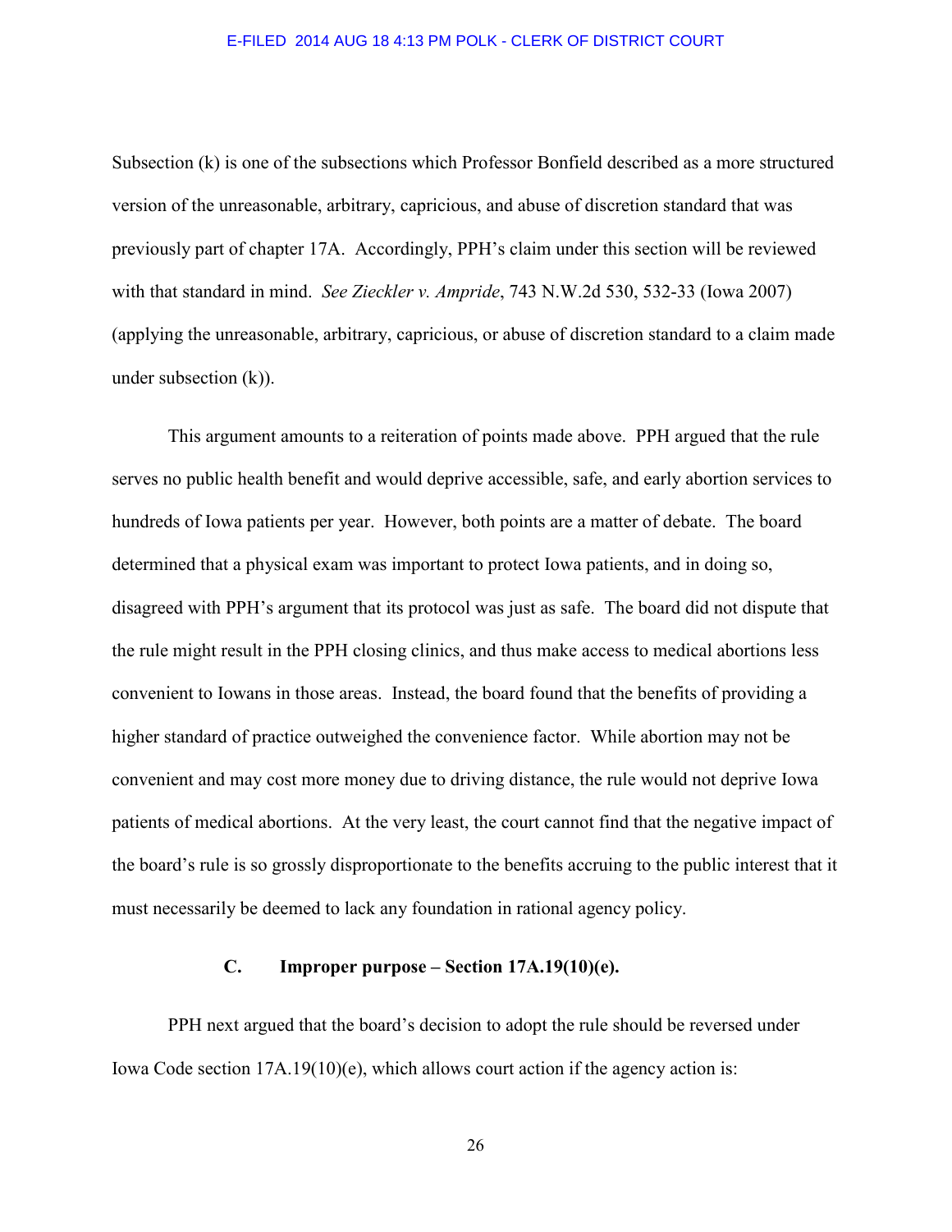Subsection (k) is one of the subsections which Professor Bonfield described as a more structured version of the unreasonable, arbitrary, capricious, and abuse of discretion standard that was previously part of chapter 17A. Accordingly, PPH's claim under this section will be reviewed with that standard in mind. *See Zieckler v. Ampride*, 743 N.W.2d 530, 532-33 (Iowa 2007) (applying the unreasonable, arbitrary, capricious, or abuse of discretion standard to a claim made under subsection (k)).

This argument amounts to a reiteration of points made above. PPH argued that the rule serves no public health benefit and would deprive accessible, safe, and early abortion services to hundreds of Iowa patients per year. However, both points are a matter of debate. The board determined that a physical exam was important to protect Iowa patients, and in doing so, disagreed with PPH's argument that its protocol was just as safe. The board did not dispute that the rule might result in the PPH closing clinics, and thus make access to medical abortions less convenient to Iowans in those areas. Instead, the board found that the benefits of providing a higher standard of practice outweighed the convenience factor. While abortion may not be convenient and may cost more money due to driving distance, the rule would not deprive Iowa patients of medical abortions. At the very least, the court cannot find that the negative impact of the board's rule is so grossly disproportionate to the benefits accruing to the public interest that it must necessarily be deemed to lack any foundation in rational agency policy.

### C. Improper purpose – Section 17A.19(10)(e).

PPH next argued that the board's decision to adopt the rule should be reversed under Iowa Code section 17A.19(10)(e), which allows court action if the agency action is: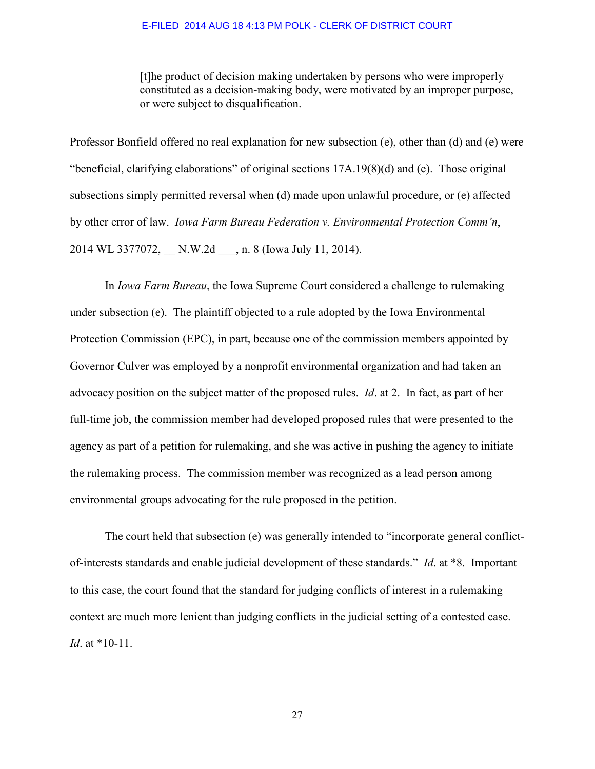> [t]he product of decision making undertaken by persons who were improperly constituted as a decision-making body, were motivated by an improper purpose, or were subject to disqualification.

Professor Bonfield offered no real explanation for new subsection (e), other than (d) and (e) were "beneficial, clarifying elaborations" of original sections 17A.19(8)(d) and (e). Those original subsections simply permitted reversal when (d) made upon unlawful procedure, or (e) affected by other error of law. *Iowa Farm Bureau Federation v. Environmental Protection Comm'n*, 2014 WL 3377072, __ N.W.2d ___, n. 8 (Iowa July 11, 2014).

In *Iowa Farm Bureau*, the Iowa Supreme Court considered a challenge to rulemaking under subsection (e). The plaintiff objected to a rule adopted by the Iowa Environmental Protection Commission (EPC), in part, because one of the commission members appointed by Governor Culver was employed by a nonprofit environmental organization and had taken an advocacy position on the subject matter of the proposed rules. *Id*. at 2. In fact, as part of her full-time job, the commission member had developed proposed rules that were presented to the agency as part of a petition for rulemaking, and she was active in pushing the agency to initiate the rulemaking process. The commission member was recognized as a lead person among environmental groups advocating for the rule proposed in the petition.

The court held that subsection (e) was generally intended to "incorporate general conflict-of-interests standards and enable judicial development of these standards." *Id*. at *8. Important to this case, the court found that the standard for judging conflicts of interest in a rulemaking context are much more lenient than judging conflicts in the judicial setting of a contested case. *Id*. at *10-11.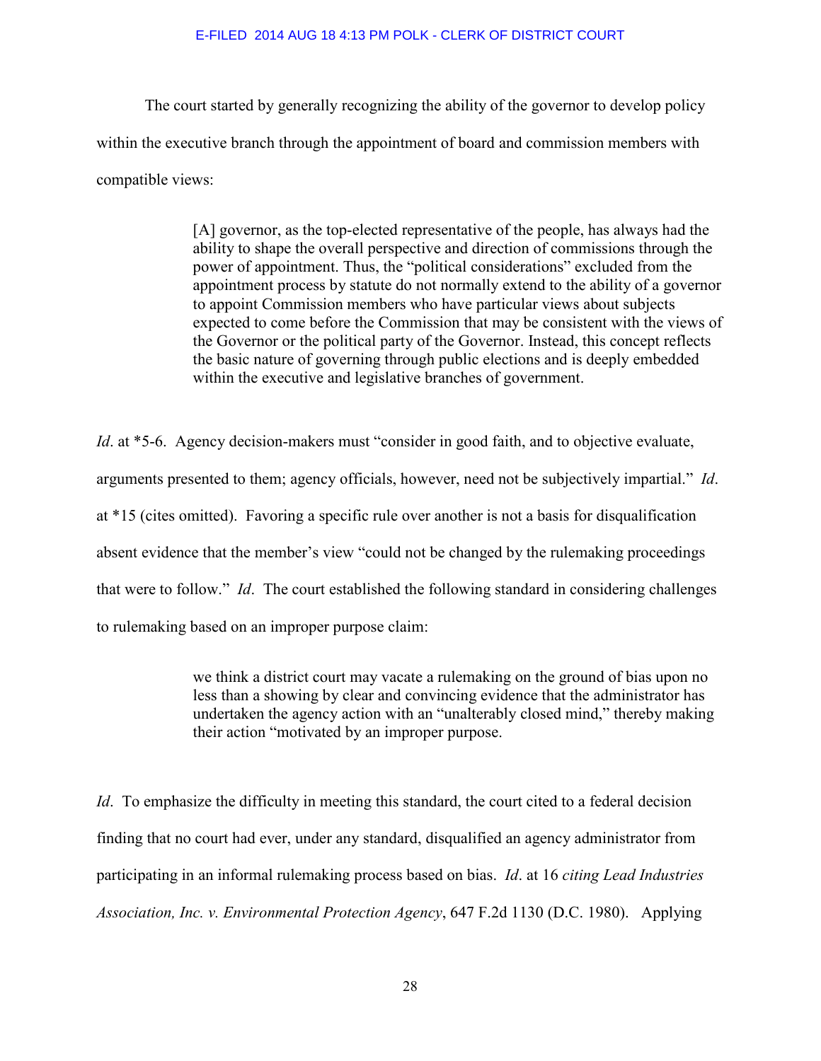E-FILED 2014 AUG 18 4:13 PM POLK - CLERK OF DISTRICT COURT

The court started by generally recognizing the ability of the governor to develop policy within the executive branch through the appointment of board and commission members with compatible views:

> [A] governor, as the top-elected representative of the people, has always had the ability to shape the overall perspective and direction of commissions through the power of appointment. Thus, the "political considerations" excluded from the appointment process by statute do not normally extend to the ability of a governor to appoint Commission members who have particular views about subjects expected to come before the Commission that may be consistent with the views of the Governor or the political party of the Governor. Instead, this concept reflects the basic nature of governing through public elections and is deeply embedded within the executive and legislative branches of government.

*Id*. at *5-6. Agency decision-makers must "consider in good faith, and to objective evaluate, arguments presented to them; agency officials, however, need not be subjectively impartial." *Id*. at *15 (cites omitted). Favoring a specific rule over another is not a basis for disqualification absent evidence that the member's view "could not be changed by the rulemaking proceedings that were to follow." *Id*. The court established the following standard in considering challenges to rulemaking based on an improper purpose claim:

> we think a district court may vacate a rulemaking on the ground of bias upon no less than a showing by clear and convincing evidence that the administrator has undertaken the agency action with an "unalterably closed mind," thereby making their action "motivated by an improper purpose.

*Id*. To emphasize the difficulty in meeting this standard, the court cited to a federal decision finding that no court had ever, under any standard, disqualified an agency administrator from participating in an informal rulemaking process based on bias. *Id*. at 16 *citing Lead Industries Association, Inc. v. Environmental Protection Agency*, 647 F.2d 1130 (D.C. 1980). Applying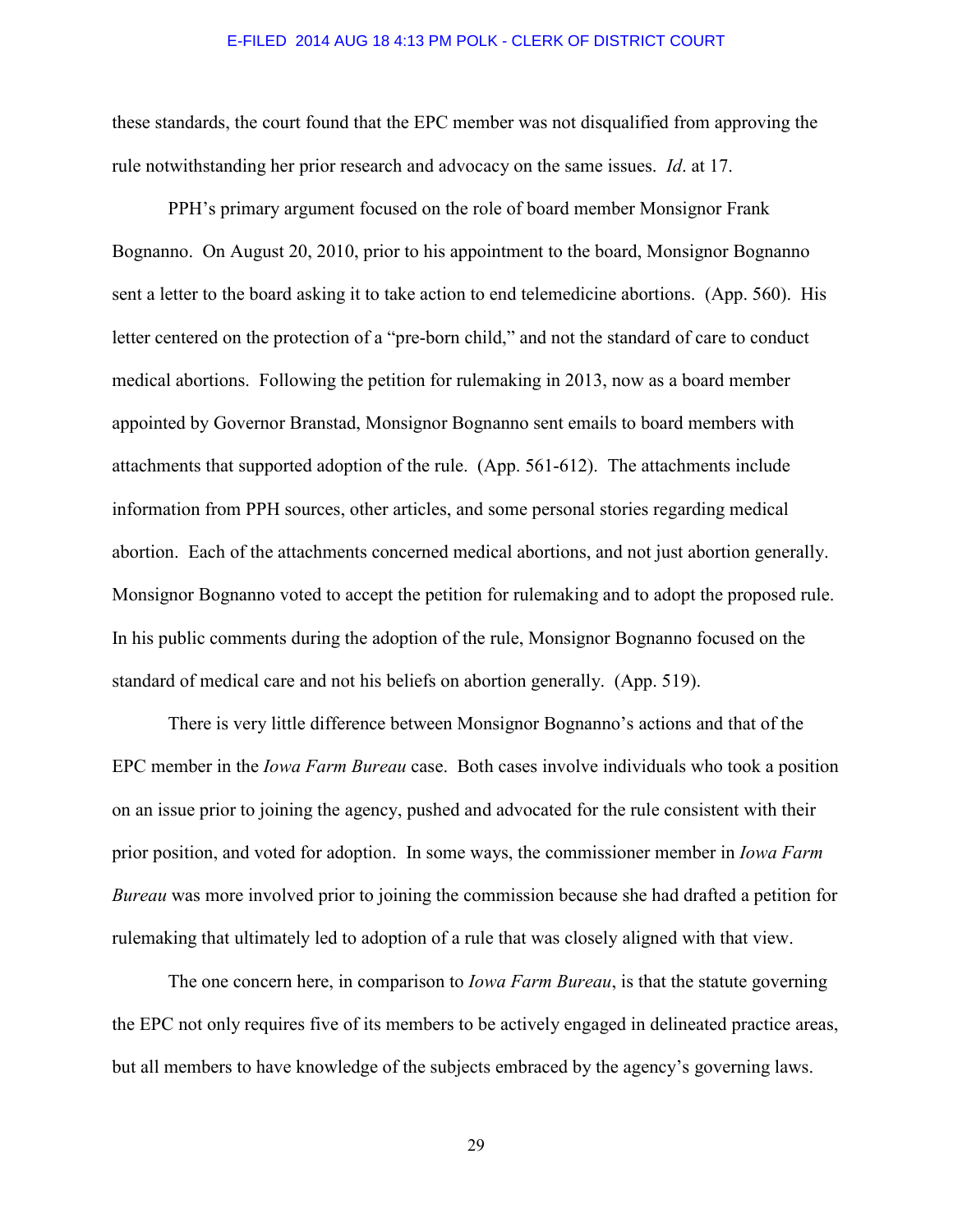these standards, the court found that the EPC member was not disqualified from approving the rule notwithstanding her prior research and advocacy on the same issues. *Id*. at 17.

PPH's primary argument focused on the role of board member Monsignor Frank Bognanno. On August 20, 2010, prior to his appointment to the board, Monsignor Bognanno sent a letter to the board asking it to take action to end telemedicine abortions. (App. 560). His letter centered on the protection of a "pre-born child," and not the standard of care to conduct medical abortions. Following the petition for rulemaking in 2013, now as a board member appointed by Governor Branstad, Monsignor Bognanno sent emails to board members with attachments that supported adoption of the rule. (App. 561-612). The attachments include information from PPH sources, other articles, and some personal stories regarding medical abortion. Each of the attachments concerned medical abortions, and not just abortion generally. Monsignor Bognanno voted to accept the petition for rulemaking and to adopt the proposed rule. In his public comments during the adoption of the rule, Monsignor Bognanno focused on the standard of medical care and not his beliefs on abortion generally. (App. 519).

There is very little difference between Monsignor Bognanno's actions and that of the EPC member in the *Iowa Farm Bureau* case. Both cases involve individuals who took a position on an issue prior to joining the agency, pushed and advocated for the rule consistent with their prior position, and voted for adoption. In some ways, the commissioner member in *Iowa Farm Bureau* was more involved prior to joining the commission because she had drafted a petition for rulemaking that ultimately led to adoption of a rule that was closely aligned with that view.

The one concern here, in comparison to *Iowa Farm Bureau*, is that the statute governing the EPC not only requires five of its members to be actively engaged in delineated practice areas, but all members to have knowledge of the subjects embraced by the agency's governing laws.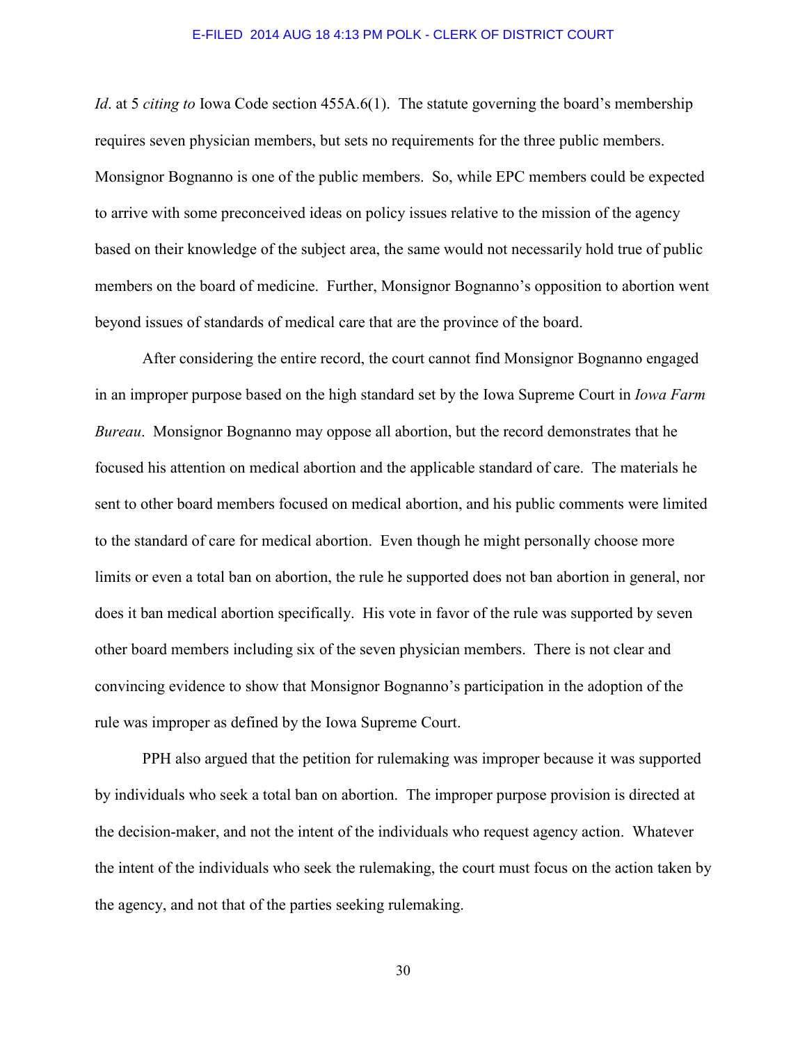*Id*. at 5 *citing to* Iowa Code section 455A.6(1). The statute governing the board's membership requires seven physician members, but sets no requirements for the three public members. Monsignor Bognanno is one of the public members. So, while EPC members could be expected to arrive with some preconceived ideas on policy issues relative to the mission of the agency based on their knowledge of the subject area, the same would not necessarily hold true of public members on the board of medicine. Further, Monsignor Bognanno's opposition to abortion went beyond issues of standards of medical care that are the province of the board.

After considering the entire record, the court cannot find Monsignor Bognanno engaged in an improper purpose based on the high standard set by the Iowa Supreme Court in *Iowa Farm Bureau*. Monsignor Bognanno may oppose all abortion, but the record demonstrates that he focused his attention on medical abortion and the applicable standard of care. The materials he sent to other board members focused on medical abortion, and his public comments were limited to the standard of care for medical abortion. Even though he might personally choose more limits or even a total ban on abortion, the rule he supported does not ban abortion in general, nor does it ban medical abortion specifically. His vote in favor of the rule was supported by seven other board members including six of the seven physician members. There is not clear and convincing evidence to show that Monsignor Bognanno's participation in the adoption of the rule was improper as defined by the Iowa Supreme Court.

PPH also argued that the petition for rulemaking was improper because it was supported by individuals who seek a total ban on abortion. The improper purpose provision is directed at the decision-maker, and not the intent of the individuals who request agency action. Whatever the intent of the individuals who seek the rulemaking, the court must focus on the action taken by the agency, and not that of the parties seeking rulemaking.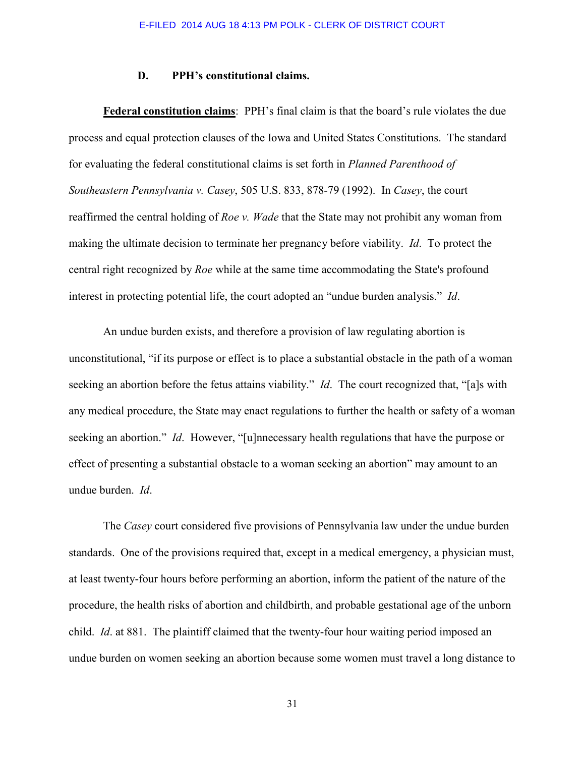### D. PPH's constitutional claims.

**Federal constitution claims**: PPH's final claim is that the board's rule violates the due process and equal protection clauses of the Iowa and United States Constitutions. The standard for evaluating the federal constitutional claims is set forth in *Planned Parenthood of Southeastern Pennsylvania v. Casey*, 505 U.S. 833, 878-79 (1992). In *Casey*, the court reaffirmed the central holding of *Roe v. Wade* that the State may not prohibit any woman from making the ultimate decision to terminate her pregnancy before viability. *Id*. To protect the central right recognized by *Roe* while at the same time accommodating the State's profound interest in protecting potential life, the court adopted an "undue burden analysis." *Id*.

An undue burden exists, and therefore a provision of law regulating abortion is unconstitutional, "if its purpose or effect is to place a substantial obstacle in the path of a woman seeking an abortion before the fetus attains viability." *Id*. The court recognized that, "[a]s with any medical procedure, the State may enact regulations to further the health or safety of a woman seeking an abortion." *Id*. However, "[u]nnecessary health regulations that have the purpose or effect of presenting a substantial obstacle to a woman seeking an abortion" may amount to an undue burden. *Id*.

The *Casey* court considered five provisions of Pennsylvania law under the undue burden standards. One of the provisions required that, except in a medical emergency, a physician must, at least twenty-four hours before performing an abortion, inform the patient of the nature of the procedure, the health risks of abortion and childbirth, and probable gestational age of the unborn child. *Id*. at 881. The plaintiff claimed that the twenty-four hour waiting period imposed an undue burden on women seeking an abortion because some women must travel a long distance to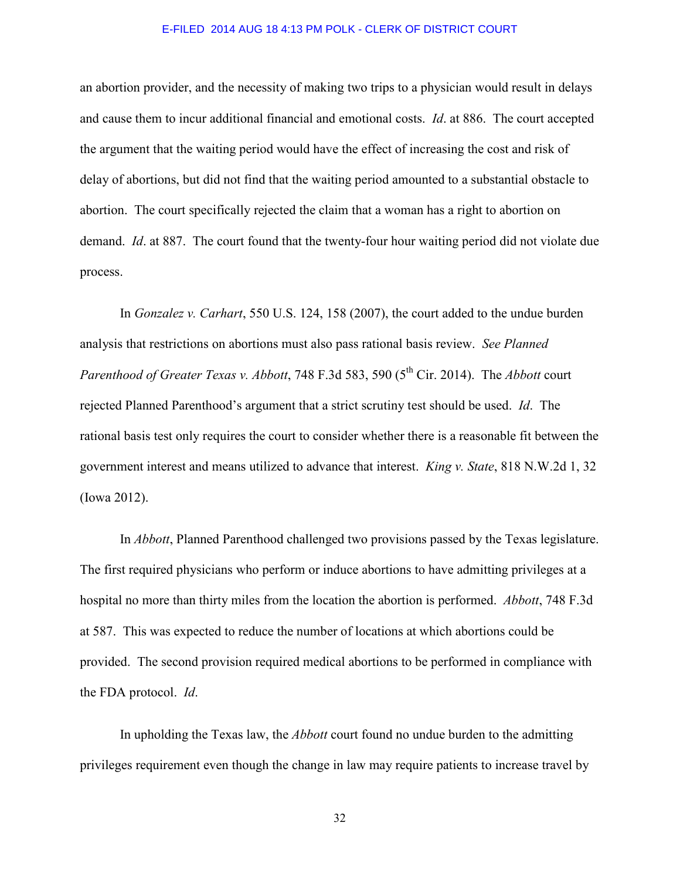an abortion provider, and the necessity of making two trips to a physician would result in delays and cause them to incur additional financial and emotional costs. *Id*. at 886. The court accepted the argument that the waiting period would have the effect of increasing the cost and risk of delay of abortions, but did not find that the waiting period amounted to a substantial obstacle to abortion. The court specifically rejected the claim that a woman has a right to abortion on demand. *Id*. at 887. The court found that the twenty-four hour waiting period did not violate due process.

In *Gonzalez v. Carhart*, 550 U.S. 124, 158 (2007), the court added to the undue burden analysis that restrictions on abortions must also pass rational basis review. *See Planned Parenthood of Greater Texas v. Abbott*, 748 F.3d 583, 590 (5th Cir. 2014). The *Abbott* court rejected Planned Parenthood's argument that a strict scrutiny test should be used. *Id*. The rational basis test only requires the court to consider whether there is a reasonable fit between the government interest and means utilized to advance that interest. *King v. State*, 818 N.W.2d 1, 32 (Iowa 2012).

In *Abbott*, Planned Parenthood challenged two provisions passed by the Texas legislature. The first required physicians who perform or induce abortions to have admitting privileges at a hospital no more than thirty miles from the location the abortion is performed. *Abbott*, 748 F.3d at 587. This was expected to reduce the number of locations at which abortions could be provided. The second provision required medical abortions to be performed in compliance with the FDA protocol. *Id*.

In upholding the Texas law, the *Abbott* court found no undue burden to the admitting privileges requirement even though the change in law may require patients to increase travel by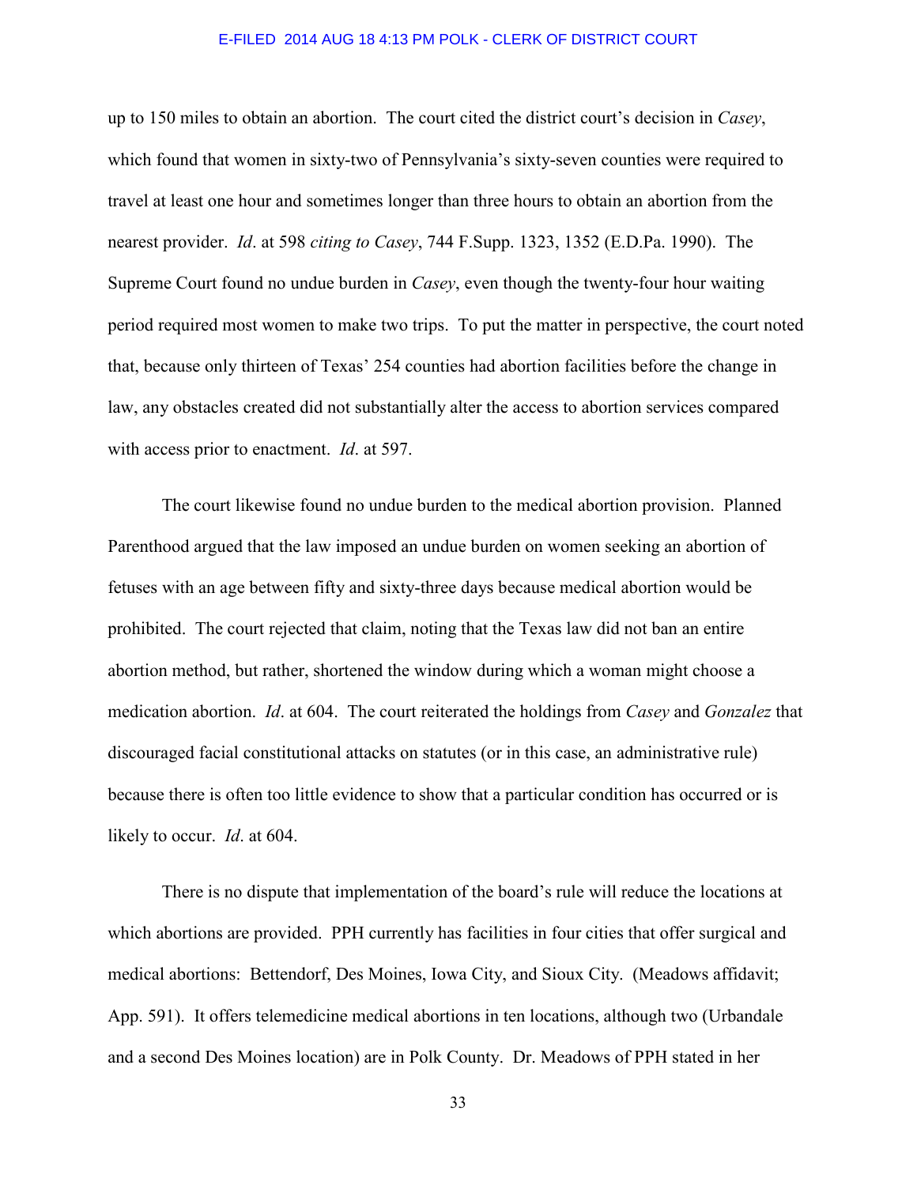up to 150 miles to obtain an abortion. The court cited the district court's decision in *Casey*, which found that women in sixty-two of Pennsylvania's sixty-seven counties were required to travel at least one hour and sometimes longer than three hours to obtain an abortion from the nearest provider. *Id*. at 598 *citing to Casey*, 744 F.Supp. 1323, 1352 (E.D.Pa. 1990). The Supreme Court found no undue burden in *Casey*, even though the twenty-four hour waiting period required most women to make two trips. To put the matter in perspective, the court noted that, because only thirteen of Texas' 254 counties had abortion facilities before the change in law, any obstacles created did not substantially alter the access to abortion services compared with access prior to enactment. *Id*. at 597.

The court likewise found no undue burden to the medical abortion provision. Planned Parenthood argued that the law imposed an undue burden on women seeking an abortion of fetuses with an age between fifty and sixty-three days because medical abortion would be prohibited. The court rejected that claim, noting that the Texas law did not ban an entire abortion method, but rather, shortened the window during which a woman might choose a medication abortion. *Id*. at 604. The court reiterated the holdings from *Casey* and *Gonzalez* that discouraged facial constitutional attacks on statutes (or in this case, an administrative rule) because there is often too little evidence to show that a particular condition has occurred or is likely to occur. *Id*. at 604.

There is no dispute that implementation of the board's rule will reduce the locations at which abortions are provided. PPH currently has facilities in four cities that offer surgical and medical abortions: Bettendorf, Des Moines, Iowa City, and Sioux City. (Meadows affidavit; App. 591). It offers telemedicine medical abortions in ten locations, although two (Urbandale and a second Des Moines location) are in Polk County. Dr. Meadows of PPH stated in her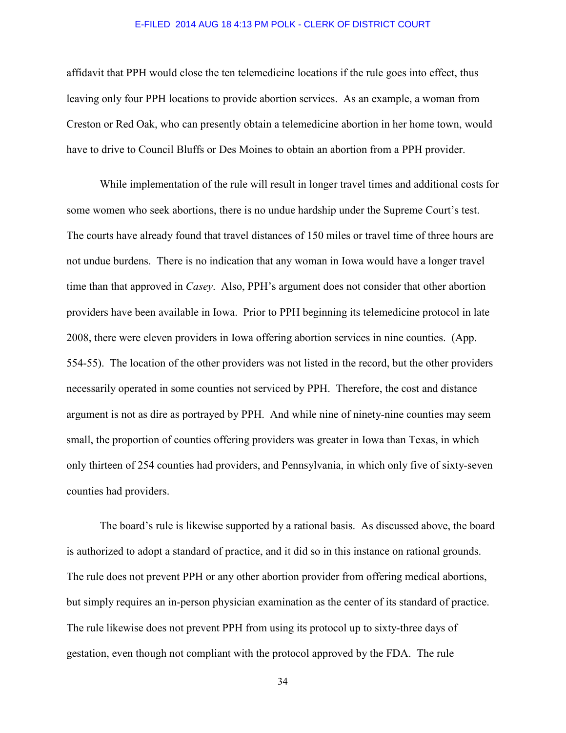affidavit that PPH would close the ten telemedicine locations if the rule goes into effect, thus leaving only four PPH locations to provide abortion services. As an example, a woman from Creston or Red Oak, who can presently obtain a telemedicine abortion in her home town, would have to drive to Council Bluffs or Des Moines to obtain an abortion from a PPH provider.

While implementation of the rule will result in longer travel times and additional costs for some women who seek abortions, there is no undue hardship under the Supreme Court's test. The courts have already found that travel distances of 150 miles or travel time of three hours are not undue burdens. There is no indication that any woman in Iowa would have a longer travel time than that approved in *Casey*. Also, PPH's argument does not consider that other abortion providers have been available in Iowa. Prior to PPH beginning its telemedicine protocol in late 2008, there were eleven providers in Iowa offering abortion services in nine counties. (App. 554-55). The location of the other providers was not listed in the record, but the other providers necessarily operated in some counties not serviced by PPH. Therefore, the cost and distance argument is not as dire as portrayed by PPH. And while nine of ninety-nine counties may seem small, the proportion of counties offering providers was greater in Iowa than Texas, in which only thirteen of 254 counties had providers, and Pennsylvania, in which only five of sixty-seven counties had providers.

The board's rule is likewise supported by a rational basis. As discussed above, the board is authorized to adopt a standard of practice, and it did so in this instance on rational grounds. The rule does not prevent PPH or any other abortion provider from offering medical abortions, but simply requires an in-person physician examination as the center of its standard of practice. The rule likewise does not prevent PPH from using its protocol up to sixty-three days of gestation, even though not compliant with the protocol approved by the FDA. The rule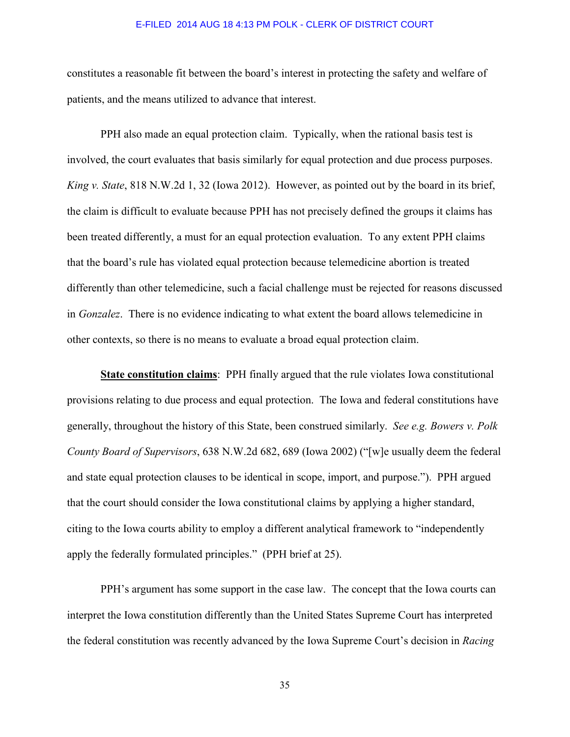constitutes a reasonable fit between the board's interest in protecting the safety and welfare of patients, and the means utilized to advance that interest.

PPH also made an equal protection claim. Typically, when the rational basis test is involved, the court evaluates that basis similarly for equal protection and due process purposes. *King v. State*, 818 N.W.2d 1, 32 (Iowa 2012). However, as pointed out by the board in its brief, the claim is difficult to evaluate because PPH has not precisely defined the groups it claims has been treated differently, a must for an equal protection evaluation. To any extent PPH claims that the board's rule has violated equal protection because telemedicine abortion is treated differently than other telemedicine, such a facial challenge must be rejected for reasons discussed in *Gonzalez*. There is no evidence indicating to what extent the board allows telemedicine in other contexts, so there is no means to evaluate a broad equal protection claim.

**State constitution claims**: PPH finally argued that the rule violates Iowa constitutional provisions relating to due process and equal protection. The Iowa and federal constitutions have generally, throughout the history of this State, been construed similarly. *See e.g. Bowers v. Polk County Board of Supervisors*, 638 N.W.2d 682, 689 (Iowa 2002) ("[w]e usually deem the federal and state equal protection clauses to be identical in scope, import, and purpose."). PPH argued that the court should consider the Iowa constitutional claims by applying a higher standard, citing to the Iowa courts ability to employ a different analytical framework to "independently apply the federally formulated principles." (PPH brief at 25).

PPH's argument has some support in the case law. The concept that the Iowa courts can interpret the Iowa constitution differently than the United States Supreme Court has interpreted the federal constitution was recently advanced by the Iowa Supreme Court's decision in *Racing*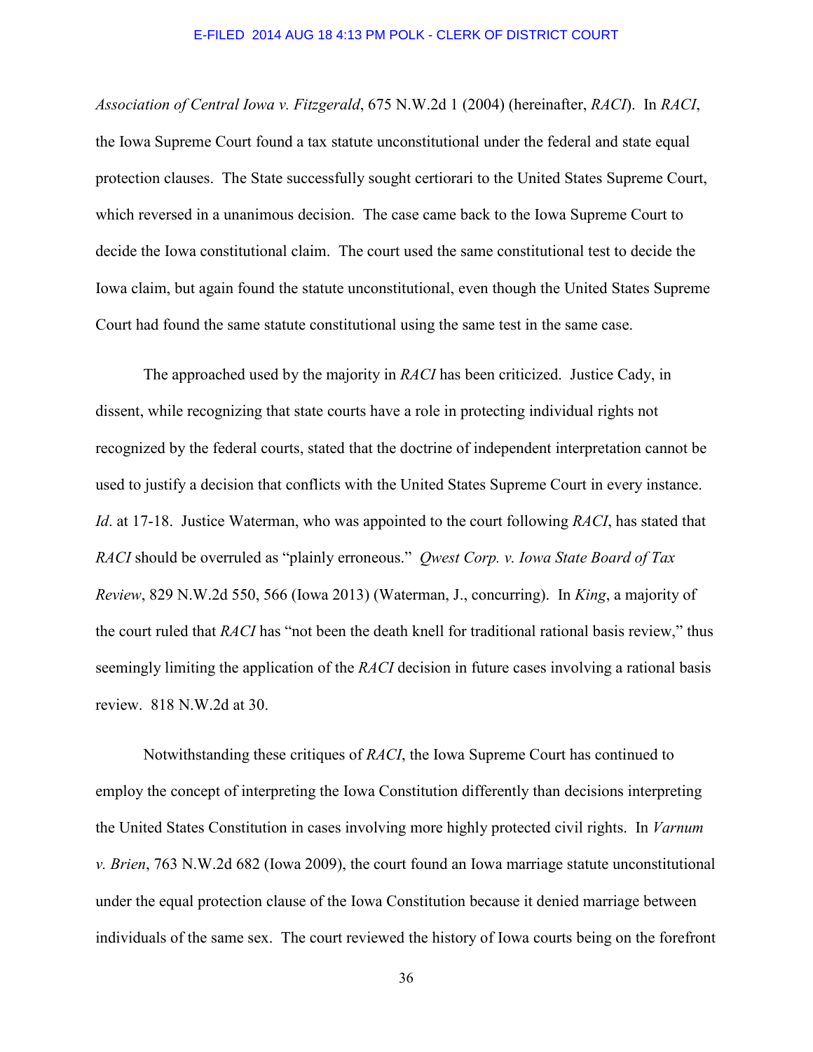*Association of Central Iowa v. Fitzgerald*, 675 N.W.2d 1 (2004) (hereinafter, *RACI*). In *RACI*, the Iowa Supreme Court found a tax statute unconstitutional under the federal and state equal protection clauses. The State successfully sought certiorari to the United States Supreme Court, which reversed in a unanimous decision. The case came back to the Iowa Supreme Court to decide the Iowa constitutional claim. The court used the same constitutional test to decide the Iowa claim, but again found the statute unconstitutional, even though the United States Supreme Court had found the same statute constitutional using the same test in the same case.

The approached used by the majority in *RACI* has been criticized. Justice Cady, in dissent, while recognizing that state courts have a role in protecting individual rights not recognized by the federal courts, stated that the doctrine of independent interpretation cannot be used to justify a decision that conflicts with the United States Supreme Court in every instance. *Id*. at 17-18. Justice Waterman, who was appointed to the court following *RACI*, has stated that *RACI* should be overruled as "plainly erroneous." *Qwest Corp. v. Iowa State Board of Tax Review*, 829 N.W.2d 550, 566 (Iowa 2013) (Waterman, J., concurring). In *King*, a majority of the court ruled that *RACI* has "not been the death knell for traditional rational basis review," thus seemingly limiting the application of the *RACI* decision in future cases involving a rational basis review. 818 N.W.2d at 30.

Notwithstanding these critiques of *RACI*, the Iowa Supreme Court has continued to employ the concept of interpreting the Iowa Constitution differently than decisions interpreting the United States Constitution in cases involving more highly protected civil rights. In *Varnum v. Brien*, 763 N.W.2d 682 (Iowa 2009), the court found an Iowa marriage statute unconstitutional under the equal protection clause of the Iowa Constitution because it denied marriage between individuals of the same sex. The court reviewed the history of Iowa courts being on the forefront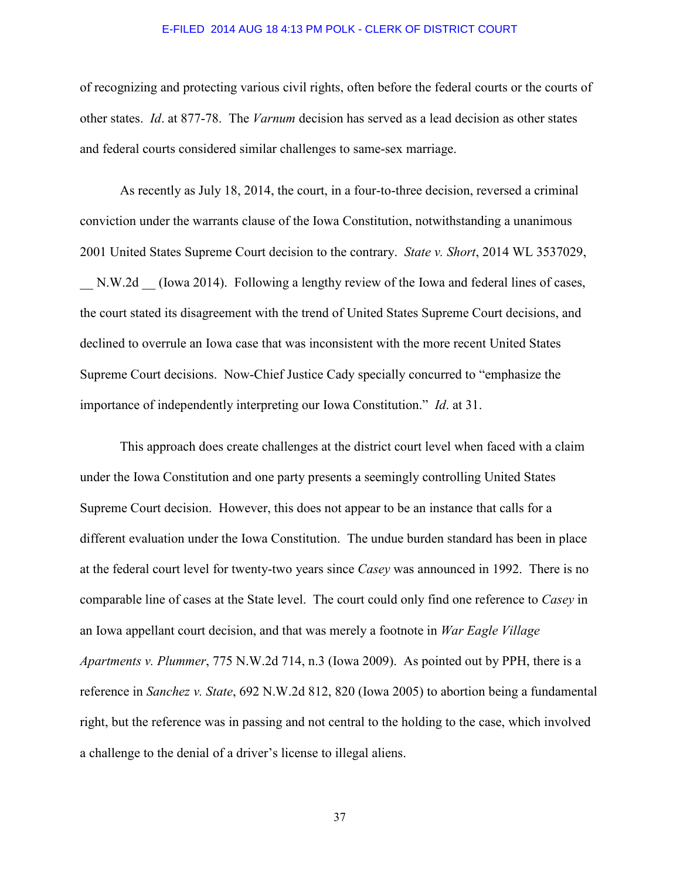of recognizing and protecting various civil rights, often before the federal courts or the courts of other states. *Id*. at 877-78. The *Varnum* decision has served as a lead decision as other states and federal courts considered similar challenges to same-sex marriage.

As recently as July 18, 2014, the court, in a four-to-three decision, reversed a criminal conviction under the warrants clause of the Iowa Constitution, notwithstanding a unanimous 2001 United States Supreme Court decision to the contrary. *State v. Short*, 2014 WL 3537029, __ N.W.2d __ (Iowa 2014). Following a lengthy review of the Iowa and federal lines of cases, the court stated its disagreement with the trend of United States Supreme Court decisions, and declined to overrule an Iowa case that was inconsistent with the more recent United States Supreme Court decisions. Now-Chief Justice Cady specially concurred to "emphasize the importance of independently interpreting our Iowa Constitution." *Id*. at 31.

This approach does create challenges at the district court level when faced with a claim under the Iowa Constitution and one party presents a seemingly controlling United States Supreme Court decision. However, this does not appear to be an instance that calls for a different evaluation under the Iowa Constitution. The undue burden standard has been in place at the federal court level for twenty-two years since *Casey* was announced in 1992. There is no comparable line of cases at the State level. The court could only find one reference to *Casey* in an Iowa appellant court decision, and that was merely a footnote in *War Eagle Village Apartments v. Plummer*, 775 N.W.2d 714, n.3 (Iowa 2009). As pointed out by PPH, there is a reference in *Sanchez v. State*, 692 N.W.2d 812, 820 (Iowa 2005) to abortion being a fundamental right, but the reference was in passing and not central to the holding to the case, which involved a challenge to the denial of a driver's license to illegal aliens.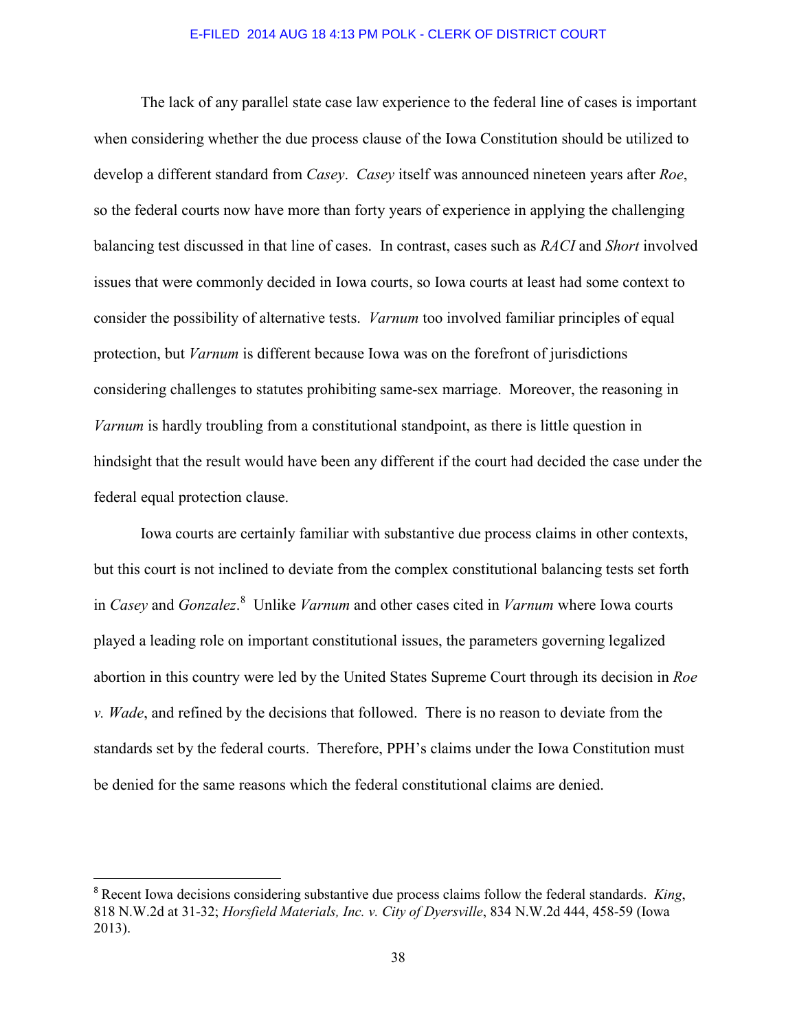The lack of any parallel state case law experience to the federal line of cases is important when considering whether the due process clause of the Iowa Constitution should be utilized to develop a different standard from *Casey*. *Casey* itself was announced nineteen years after *Roe*, so the federal courts now have more than forty years of experience in applying the challenging balancing test discussed in that line of cases. In contrast, cases such as *RACI* and *Short* involved issues that were commonly decided in Iowa courts, so Iowa courts at least had some context to consider the possibility of alternative tests. *Varnum* too involved familiar principles of equal protection, but *Varnum* is different because Iowa was on the forefront of jurisdictions considering challenges to statutes prohibiting same-sex marriage. Moreover, the reasoning in *Varnum* is hardly troubling from a constitutional standpoint, as there is little question in hindsight that the result would have been any different if the court had decided the case under the federal equal protection clause.

Iowa courts are certainly familiar with substantive due process claims in other contexts, but this court is not inclined to deviate from the complex constitutional balancing tests set forth in *Casey* and *Gonzalez*.[8] Unlike *Varnum* and other cases cited in *Varnum* where Iowa courts played a leading role on important constitutional issues, the parameters governing legalized abortion in this country were led by the United States Supreme Court through its decision in *Roe v. Wade*, and refined by the decisions that followed. There is no reason to deviate from the standards set by the federal courts. Therefore, PPH's claims under the Iowa Constitution must be denied for the same reasons which the federal constitutional claims are denied.

---

[8] Recent Iowa decisions considering substantive due process claims follow the federal standards. *King*, 818 N.W.2d at 31-32; *Horsfield Materials, Inc. v. City of Dyersville*, 834 N.W.2d 444, 458-59 (Iowa 2013).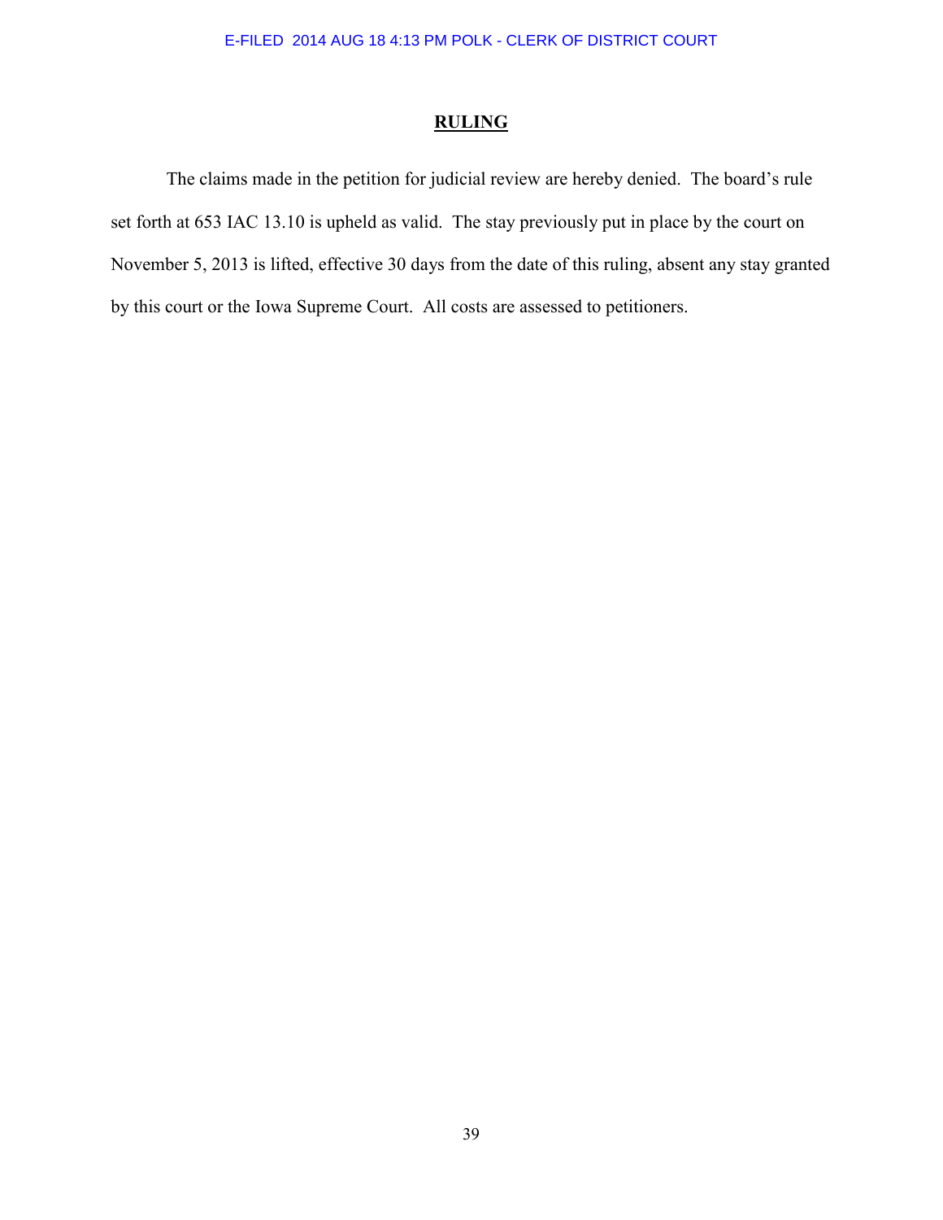E-FILED 2014 AUG 18 4:13 PM POLK - CLERK OF DISTRICT COURT

## RULING

The claims made in the petition for judicial review are hereby denied. The board's rule set forth at 653 IAC 13.10 is upheld as valid. The stay previously put in place by the court on November 5, 2013 is lifted, effective 30 days from the date of this ruling, absent any stay granted by this court or the Iowa Supreme Court. All costs are assessed to petitioners.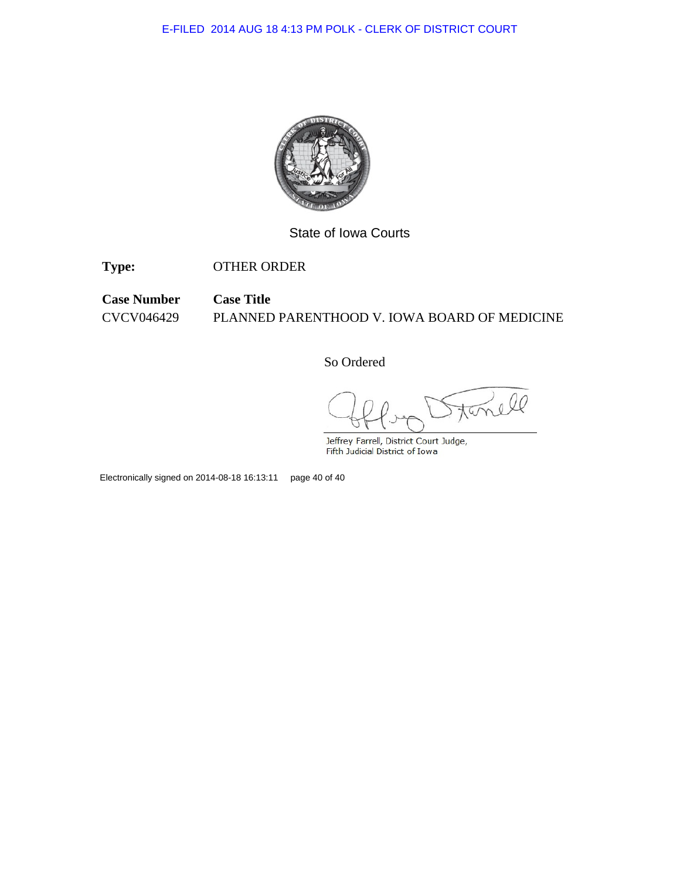E-FILED 2014 AUG 18 4:13 PM POLK - CLERK OF DISTRICT COURT

State of Iowa Courts

**Type:** OTHER ORDER

| **Case Number** | **Case Title** |
| --- | --- |
| CVCV046429 | PLANNED PARENTHOOD V. IOWA BOARD OF MEDICINE |

So Ordered

Jeffrey Farrell, District Court Judge,
Fifth Judicial District of Iowa

Electronically signed on 2014-08-18 16:13:11